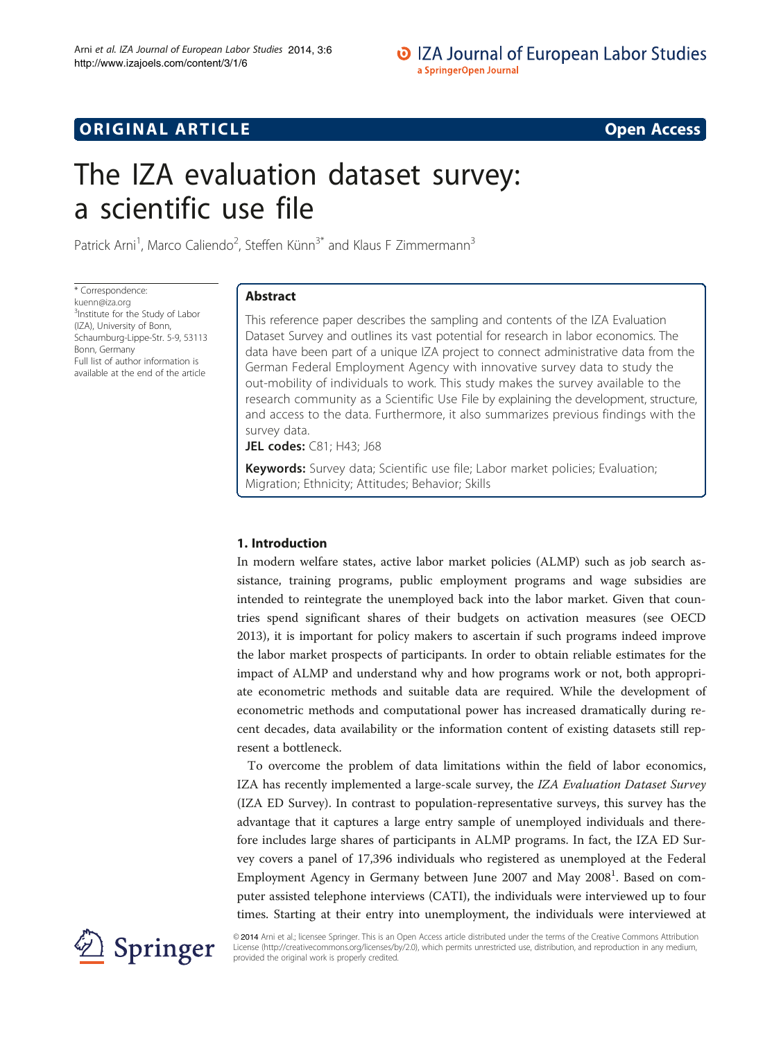ORIGINAL ARTICLE Open Access

# The IZA evaluation dataset survey: a scientific use file

Patrick Arni[1], Marco Caliendo[2], Steffen Künn[3*] and Klaus F Zimmermann[3]

\* Correspondence: kuenn@iza.org
[3]Institute for the Study of Labor (IZA), University of Bonn, Schaumburg-Lippe-Str. 5-9, 53113 Bonn, Germany
Full list of author information is available at the end of the article

## Abstract

This reference paper describes the sampling and contents of the IZA Evaluation Dataset Survey and outlines its vast potential for research in labor economics. The data have been part of a unique IZA project to connect administrative data from the German Federal Employment Agency with innovative survey data to study the out-mobility of individuals to work. This study makes the survey available to the research community as a Scientific Use File by explaining the development, structure, and access to the data. Furthermore, it also summarizes previous findings with the survey data.

**JEL codes:** C81; H43; J68

**Keywords:** Survey data; Scientific use file; Labor market policies; Evaluation; Migration; Ethnicity; Attitudes; Behavior; Skills

## 1. Introduction

In modern welfare states, active labor market policies (ALMP) such as job search assistance, training programs, public employment programs and wage subsidies are intended to reintegrate the unemployed back into the labor market. Given that countries spend significant shares of their budgets on activation measures (see OECD 2013), it is important for policy makers to ascertain if such programs indeed improve the labor market prospects of participants. In order to obtain reliable estimates for the impact of ALMP and understand why and how programs work or not, both appropriate econometric methods and suitable data are required. While the development of econometric methods and computational power has increased dramatically during recent decades, data availability or the information content of existing datasets still represent a bottleneck.

To overcome the problem of data limitations within the field of labor economics, IZA has recently implemented a large-scale survey, the *IZA Evaluation Dataset Survey* (IZA ED Survey). In contrast to population-representative surveys, this survey has the advantage that it captures a large entry sample of unemployed individuals and therefore includes large shares of participants in ALMP programs. In fact, the IZA ED Survey covers a panel of 17,396 individuals who registered as unemployed at the Federal Employment Agency in Germany between June 2007 and May 2008[1]. Based on computer assisted telephone interviews (CATI), the individuals were interviewed up to four times. Starting at their entry into unemployment, the individuals were interviewed at

© 2014 Arni et al.; licensee Springer. This is an Open Access article distributed under the terms of the Creative Commons Attribution License (http://creativecommons.org/licenses/by/2.0), which permits unrestricted use, distribution, and reproduction in any medium, provided the original work is properly credited.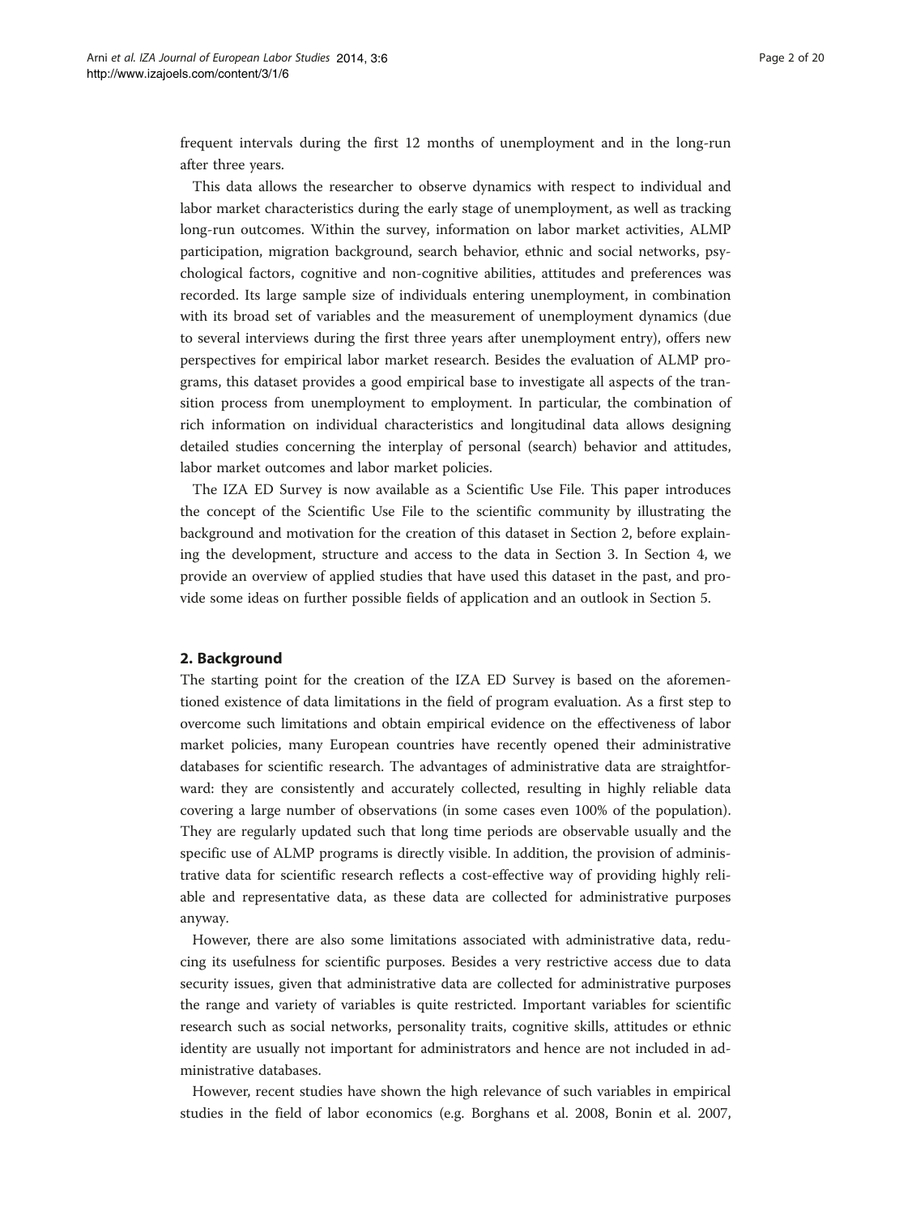frequent intervals during the first 12 months of unemployment and in the long-run after three years.

This data allows the researcher to observe dynamics with respect to individual and labor market characteristics during the early stage of unemployment, as well as tracking long-run outcomes. Within the survey, information on labor market activities, ALMP participation, migration background, search behavior, ethnic and social networks, psychological factors, cognitive and non-cognitive abilities, attitudes and preferences was recorded. Its large sample size of individuals entering unemployment, in combination with its broad set of variables and the measurement of unemployment dynamics (due to several interviews during the first three years after unemployment entry), offers new perspectives for empirical labor market research. Besides the evaluation of ALMP programs, this dataset provides a good empirical base to investigate all aspects of the transition process from unemployment to employment. In particular, the combination of rich information on individual characteristics and longitudinal data allows designing detailed studies concerning the interplay of personal (search) behavior and attitudes, labor market outcomes and labor market policies.

The IZA ED Survey is now available as a Scientific Use File. This paper introduces the concept of the Scientific Use File to the scientific community by illustrating the background and motivation for the creation of this dataset in Section 2, before explaining the development, structure and access to the data in Section 3. In Section 4, we provide an overview of applied studies that have used this dataset in the past, and provide some ideas on further possible fields of application and an outlook in Section 5.

## 2. Background

The starting point for the creation of the IZA ED Survey is based on the aforementioned existence of data limitations in the field of program evaluation. As a first step to overcome such limitations and obtain empirical evidence on the effectiveness of labor market policies, many European countries have recently opened their administrative databases for scientific research. The advantages of administrative data are straightforward: they are consistently and accurately collected, resulting in highly reliable data covering a large number of observations (in some cases even 100% of the population). They are regularly updated such that long time periods are observable usually and the specific use of ALMP programs is directly visible. In addition, the provision of administrative data for scientific research reflects a cost-effective way of providing highly reliable and representative data, as these data are collected for administrative purposes anyway.

However, there are also some limitations associated with administrative data, reducing its usefulness for scientific purposes. Besides a very restrictive access due to data security issues, given that administrative data are collected for administrative purposes the range and variety of variables is quite restricted. Important variables for scientific research such as social networks, personality traits, cognitive skills, attitudes or ethnic identity are usually not important for administrators and hence are not included in administrative databases.

However, recent studies have shown the high relevance of such variables in empirical studies in the field of labor economics (e.g. Borghans et al. 2008, Bonin et al. 2007,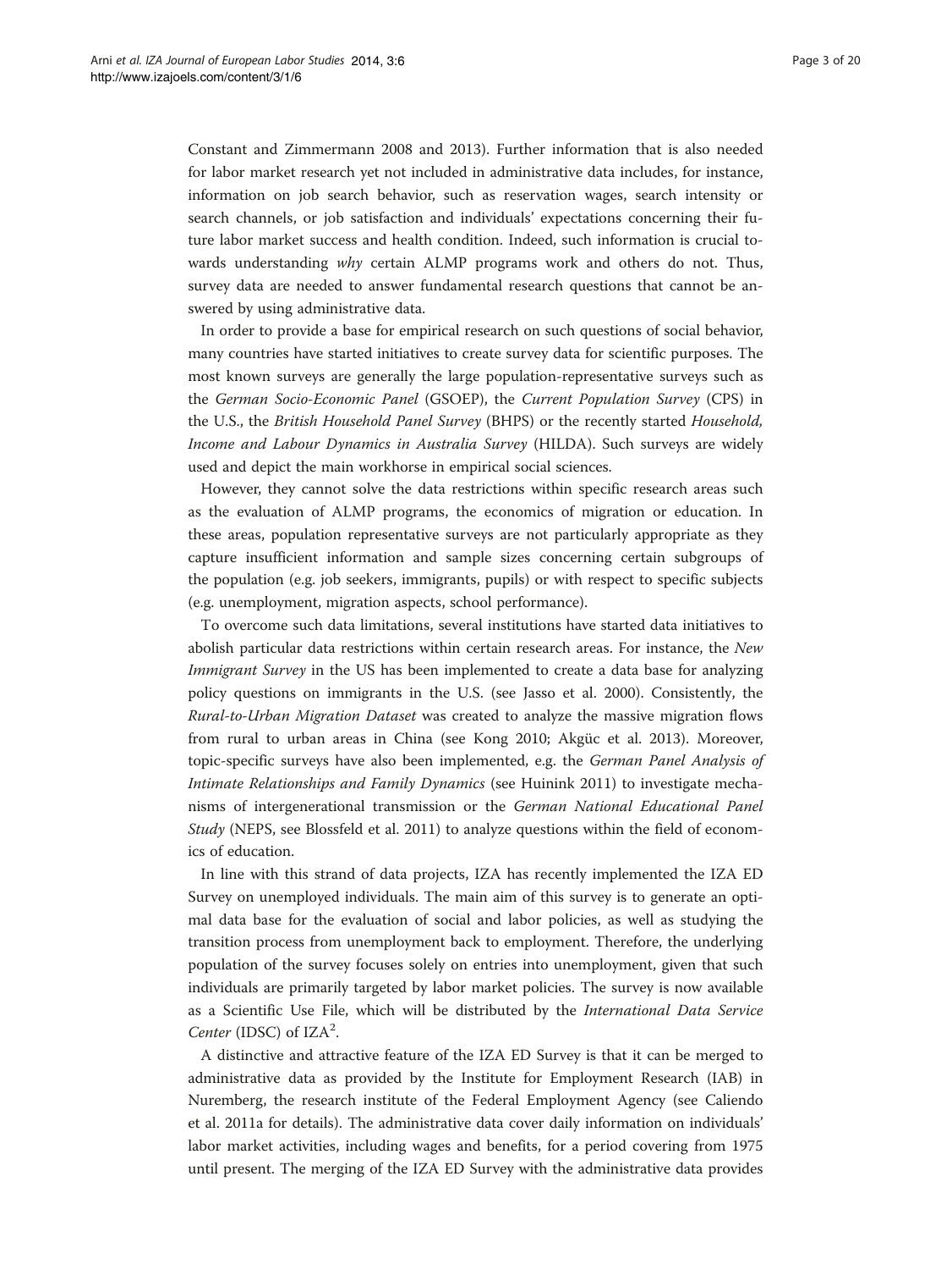Constant and Zimmermann 2008 and 2013). Further information that is also needed for labor market research yet not included in administrative data includes, for instance, information on job search behavior, such as reservation wages, search intensity or search channels, or job satisfaction and individuals' expectations concerning their future labor market success and health condition. Indeed, such information is crucial towards understanding *why* certain ALMP programs work and others do not. Thus, survey data are needed to answer fundamental research questions that cannot be answered by using administrative data.

In order to provide a base for empirical research on such questions of social behavior, many countries have started initiatives to create survey data for scientific purposes. The most known surveys are generally the large population-representative surveys such as the *German Socio-Economic Panel* (GSOEP), the *Current Population Survey* (CPS) in the U.S., the *British Household Panel Survey* (BHPS) or the recently started *Household, Income and Labour Dynamics in Australia Survey* (HILDA). Such surveys are widely used and depict the main workhorse in empirical social sciences.

However, they cannot solve the data restrictions within specific research areas such as the evaluation of ALMP programs, the economics of migration or education. In these areas, population representative surveys are not particularly appropriate as they capture insufficient information and sample sizes concerning certain subgroups of the population (e.g. job seekers, immigrants, pupils) or with respect to specific subjects (e.g. unemployment, migration aspects, school performance).

To overcome such data limitations, several institutions have started data initiatives to abolish particular data restrictions within certain research areas. For instance, the *New Immigrant Survey* in the US has been implemented to create a data base for analyzing policy questions on immigrants in the U.S. (see Jasso et al. 2000). Consistently, the *Rural-to-Urban Migration Dataset* was created to analyze the massive migration flows from rural to urban areas in China (see Kong 2010; Akgüc et al. 2013). Moreover, topic-specific surveys have also been implemented, e.g. the *German Panel Analysis of Intimate Relationships and Family Dynamics* (see Huinink 2011) to investigate mechanisms of intergenerational transmission or the *German National Educational Panel Study* (NEPS, see Blossfeld et al. 2011) to analyze questions within the field of economics of education.

In line with this strand of data projects, IZA has recently implemented the IZA ED Survey on unemployed individuals. The main aim of this survey is to generate an optimal data base for the evaluation of social and labor policies, as well as studying the transition process from unemployment back to employment. Therefore, the underlying population of the survey focuses solely on entries into unemployment, given that such individuals are primarily targeted by labor market policies. The survey is now available as a Scientific Use File, which will be distributed by the *International Data Service Center* (IDSC) of IZA[2].

A distinctive and attractive feature of the IZA ED Survey is that it can be merged to administrative data as provided by the Institute for Employment Research (IAB) in Nuremberg, the research institute of the Federal Employment Agency (see Caliendo et al. 2011a for details). The administrative data cover daily information on individuals' labor market activities, including wages and benefits, for a period covering from 1975 until present. The merging of the IZA ED Survey with the administrative data provides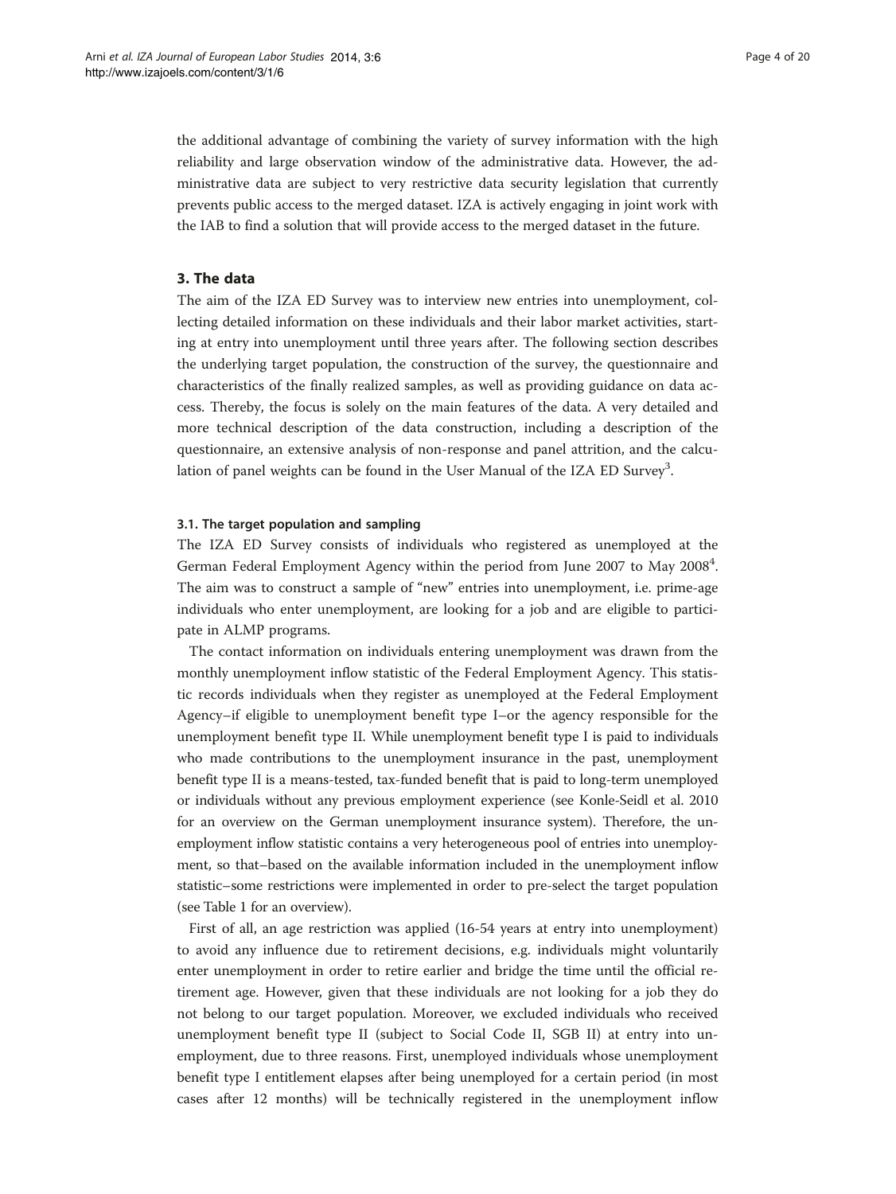the additional advantage of combining the variety of survey information with the high reliability and large observation window of the administrative data. However, the administrative data are subject to very restrictive data security legislation that currently prevents public access to the merged dataset. IZA is actively engaging in joint work with the IAB to find a solution that will provide access to the merged dataset in the future.

## 3. The data

The aim of the IZA ED Survey was to interview new entries into unemployment, collecting detailed information on these individuals and their labor market activities, starting at entry into unemployment until three years after. The following section describes the underlying target population, the construction of the survey, the questionnaire and characteristics of the finally realized samples, as well as providing guidance on data access. Thereby, the focus is solely on the main features of the data. A very detailed and more technical description of the data construction, including a description of the questionnaire, an extensive analysis of non-response and panel attrition, and the calculation of panel weights can be found in the User Manual of the IZA ED Survey[3].

### 3.1. The target population and sampling

The IZA ED Survey consists of individuals who registered as unemployed at the German Federal Employment Agency within the period from June 2007 to May 2008[4]. The aim was to construct a sample of "new" entries into unemployment, i.e. prime-age individuals who enter unemployment, are looking for a job and are eligible to participate in ALMP programs.

The contact information on individuals entering unemployment was drawn from the monthly unemployment inflow statistic of the Federal Employment Agency. This statistic records individuals when they register as unemployed at the Federal Employment Agency–if eligible to unemployment benefit type I–or the agency responsible for the unemployment benefit type II. While unemployment benefit type I is paid to individuals who made contributions to the unemployment insurance in the past, unemployment benefit type II is a means-tested, tax-funded benefit that is paid to long-term unemployed or individuals without any previous employment experience (see Konle-Seidl et al. 2010 for an overview on the German unemployment insurance system). Therefore, the unemployment inflow statistic contains a very heterogeneous pool of entries into unemployment, so that–based on the available information included in the unemployment inflow statistic–some restrictions were implemented in order to pre-select the target population (see Table 1 for an overview).

First of all, an age restriction was applied (16-54 years at entry into unemployment) to avoid any influence due to retirement decisions, e.g. individuals might voluntarily enter unemployment in order to retire earlier and bridge the time until the official retirement age. However, given that these individuals are not looking for a job they do not belong to our target population. Moreover, we excluded individuals who received unemployment benefit type II (subject to Social Code II, SGB II) at entry into unemployment, due to three reasons. First, unemployed individuals whose unemployment benefit type I entitlement elapses after being unemployed for a certain period (in most cases after 12 months) will be technically registered in the unemployment inflow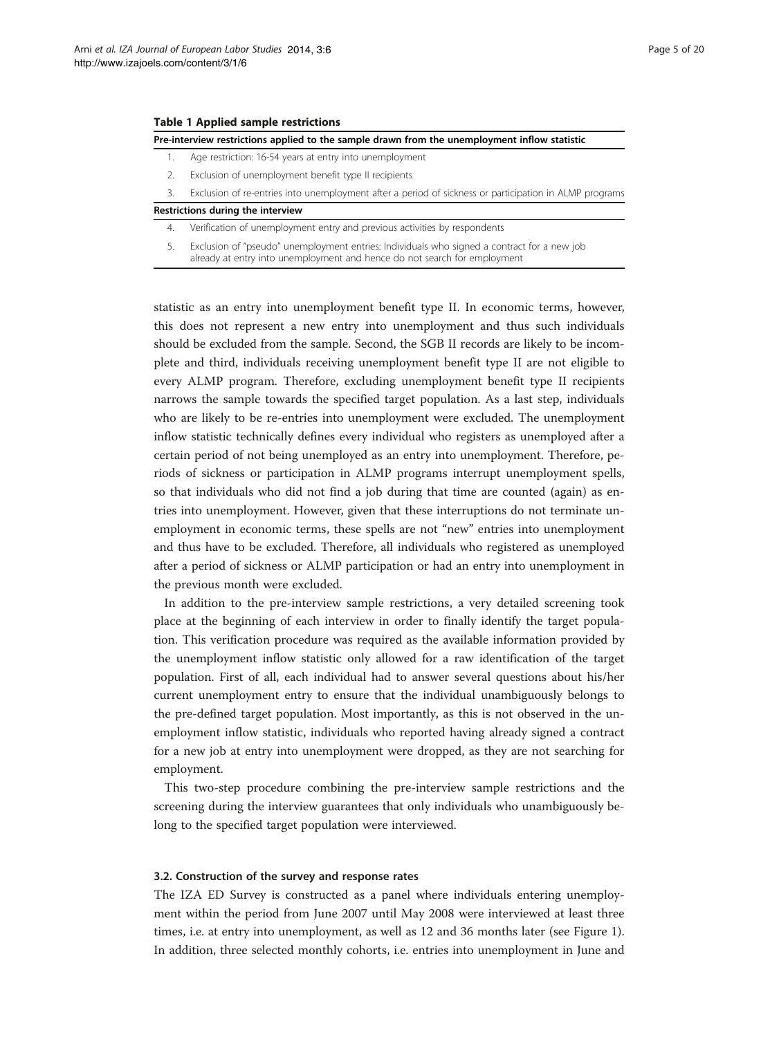**Table 1 Applied sample restrictions**

| | |
|---|---|
| **Pre-interview restrictions applied to the sample drawn from the unemployment inflow statistic** | |
| 1. | Age restriction: 16-54 years at entry into unemployment |
| 2. | Exclusion of unemployment benefit type II recipients |
| 3. | Exclusion of re-entries into unemployment after a period of sickness or participation in ALMP programs |
| **Restrictions during the interview** | |
| 4. | Verification of unemployment entry and previous activities by respondents |
| 5. | Exclusion of "pseudo" unemployment entries: Individuals who signed a contract for a new job already at entry into unemployment and hence do not search for employment |

statistic as an entry into unemployment benefit type II. In economic terms, however, this does not represent a new entry into unemployment and thus such individuals should be excluded from the sample. Second, the SGB II records are likely to be incomplete and third, individuals receiving unemployment benefit type II are not eligible to every ALMP program. Therefore, excluding unemployment benefit type II recipients narrows the sample towards the specified target population. As a last step, individuals who are likely to be re-entries into unemployment were excluded. The unemployment inflow statistic technically defines every individual who registers as unemployed after a certain period of not being unemployed as an entry into unemployment. Therefore, periods of sickness or participation in ALMP programs interrupt unemployment spells, so that individuals who did not find a job during that time are counted (again) as entries into unemployment. However, given that these interruptions do not terminate unemployment in economic terms, these spells are not "new" entries into unemployment and thus have to be excluded. Therefore, all individuals who registered as unemployed after a period of sickness or ALMP participation or had an entry into unemployment in the previous month were excluded.

In addition to the pre-interview sample restrictions, a very detailed screening took place at the beginning of each interview in order to finally identify the target population. This verification procedure was required as the available information provided by the unemployment inflow statistic only allowed for a raw identification of the target population. First of all, each individual had to answer several questions about his/her current unemployment entry to ensure that the individual unambiguously belongs to the pre-defined target population. Most importantly, as this is not observed in the unemployment inflow statistic, individuals who reported having already signed a contract for a new job at entry into unemployment were dropped, as they are not searching for employment.

This two-step procedure combining the pre-interview sample restrictions and the screening during the interview guarantees that only individuals who unambiguously belong to the specified target population were interviewed.

### 3.2. Construction of the survey and response rates

The IZA ED Survey is constructed as a panel where individuals entering unemployment within the period from June 2007 until May 2008 were interviewed at least three times, i.e. at entry into unemployment, as well as 12 and 36 months later (see Figure 1). In addition, three selected monthly cohorts, i.e. entries into unemployment in June and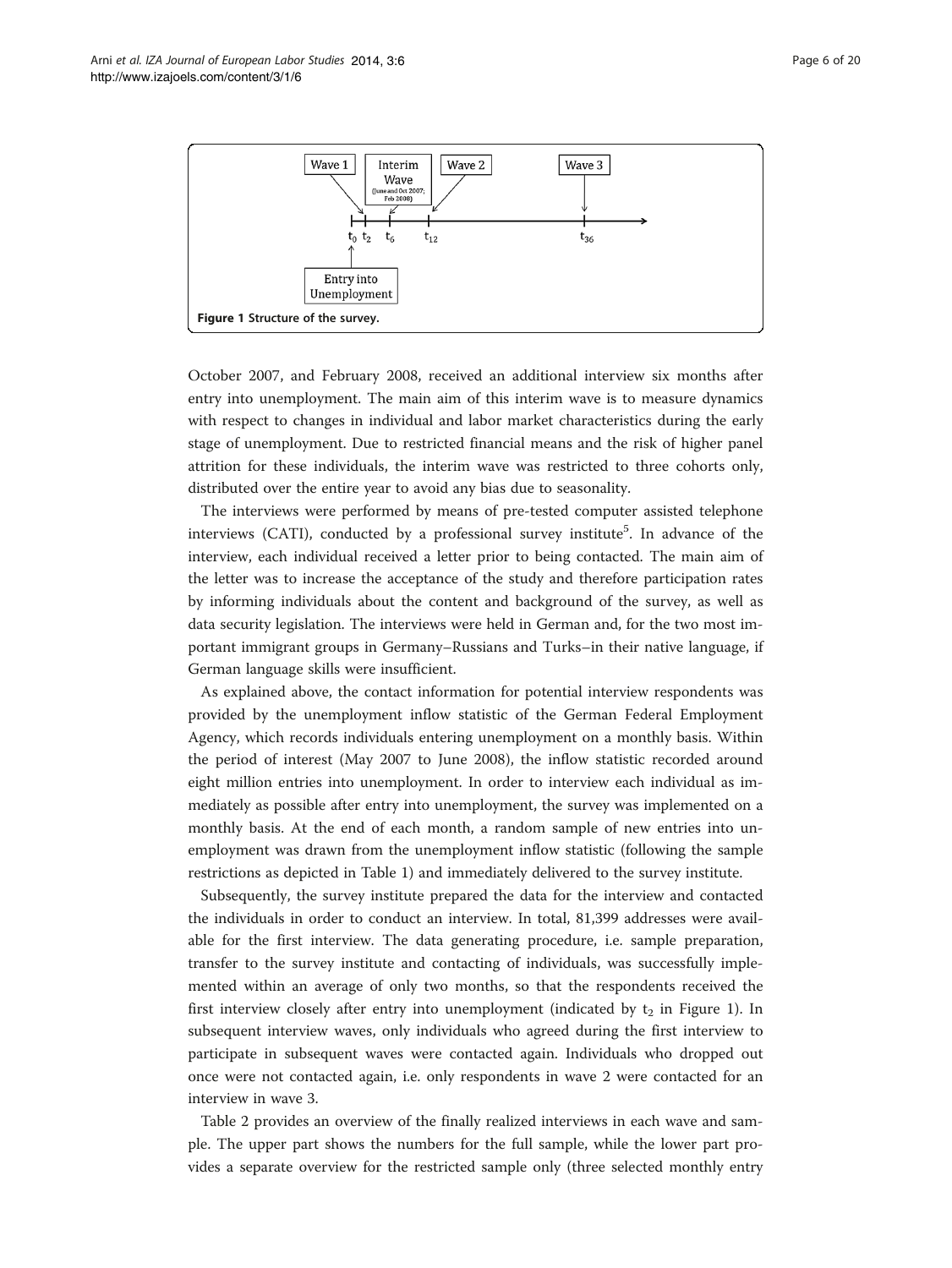Figure 1 Structure of the survey.

October 2007, and February 2008, received an additional interview six months after entry into unemployment. The main aim of this interim wave is to measure dynamics with respect to changes in individual and labor market characteristics during the early stage of unemployment. Due to restricted financial means and the risk of higher panel attrition for these individuals, the interim wave was restricted to three cohorts only, distributed over the entire year to avoid any bias due to seasonality.

The interviews were performed by means of pre-tested computer assisted telephone interviews (CATI), conducted by a professional survey institute[5]. In advance of the interview, each individual received a letter prior to being contacted. The main aim of the letter was to increase the acceptance of the study and therefore participation rates by informing individuals about the content and background of the survey, as well as data security legislation. The interviews were held in German and, for the two most important immigrant groups in Germany–Russians and Turks–in their native language, if German language skills were insufficient.

As explained above, the contact information for potential interview respondents was provided by the unemployment inflow statistic of the German Federal Employment Agency, which records individuals entering unemployment on a monthly basis. Within the period of interest (May 2007 to June 2008), the inflow statistic recorded around eight million entries into unemployment. In order to interview each individual as immediately as possible after entry into unemployment, the survey was implemented on a monthly basis. At the end of each month, a random sample of new entries into unemployment was drawn from the unemployment inflow statistic (following the sample restrictions as depicted in Table 1) and immediately delivered to the survey institute.

Subsequently, the survey institute prepared the data for the interview and contacted the individuals in order to conduct an interview. In total, 81,399 addresses were available for the first interview. The data generating procedure, i.e. sample preparation, transfer to the survey institute and contacting of individuals, was successfully implemented within an average of only two months, so that the respondents received the first interview closely after entry into unemployment (indicated by $t_2$ in Figure 1). In subsequent interview waves, only individuals who agreed during the first interview to participate in subsequent waves were contacted again. Individuals who dropped out once were not contacted again, i.e. only respondents in wave 2 were contacted for an interview in wave 3.

Table 2 provides an overview of the finally realized interviews in each wave and sample. The upper part shows the numbers for the full sample, while the lower part provides a separate overview for the restricted sample only (three selected monthly entry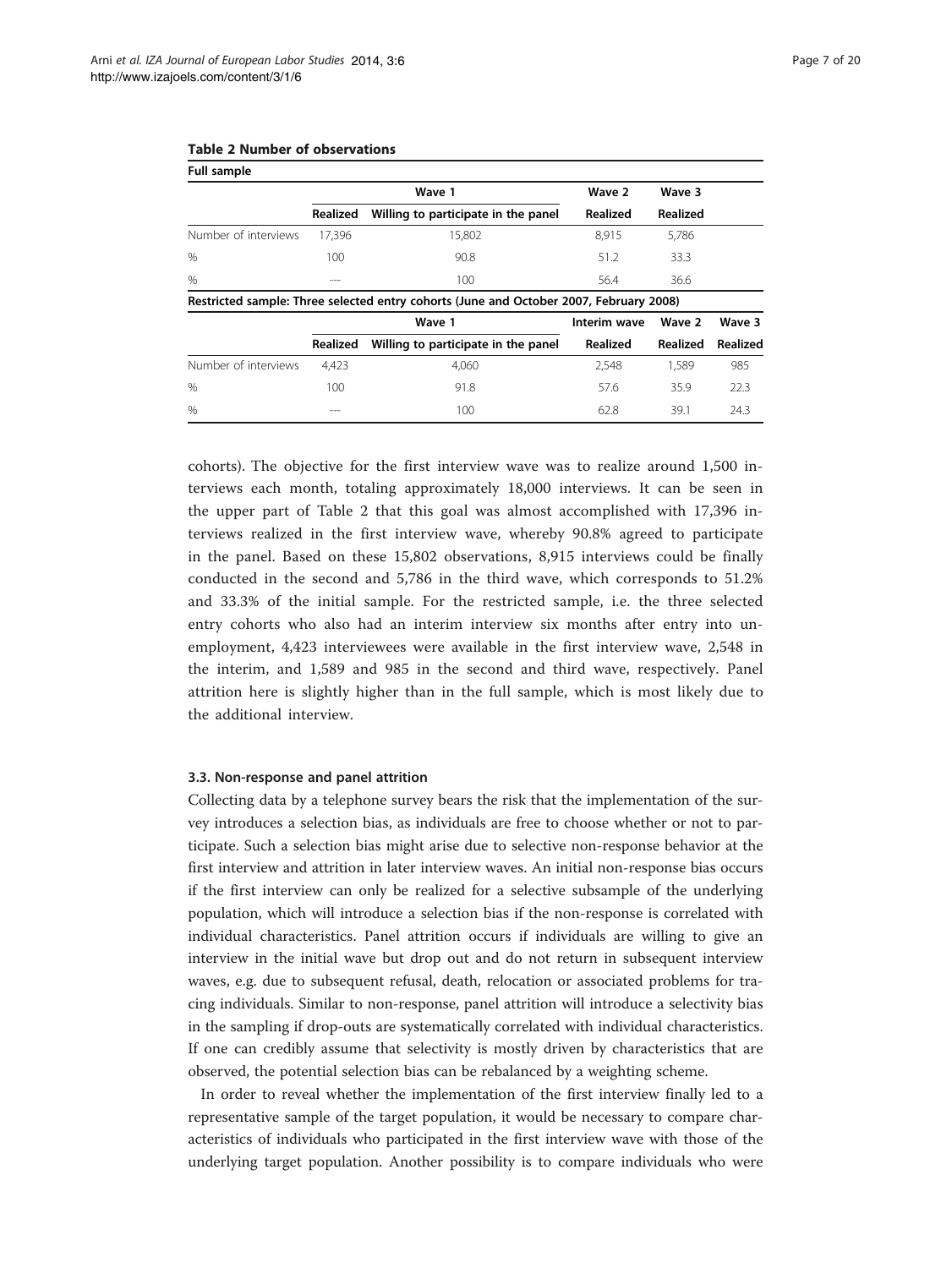**Table 2 Number of observations**

**Full sample**

| | Wave 1 | | Wave 2 | Wave 3 |
|---|---|---|---|---|
| | **Realized** | **Willing to participate in the panel** | **Realized** | **Realized** |
| Number of interviews | 17,396 | 15,802 | 8,915 | 5,786 |
| % | 100 | 90.8 | 51.2 | 33.3 |
| % | --- | 100 | 56.4 | 36.6 |

**Restricted sample: Three selected entry cohorts (June and October 2007, February 2008)**

| | Wave 1 | | Interim wave | Wave 2 | Wave 3 |
|---|---|---|---|---|---|
| | **Realized** | **Willing to participate in the panel** | **Realized** | **Realized** | **Realized** |
| Number of interviews | 4,423 | 4,060 | 2,548 | 1,589 | 985 |
| % | 100 | 91.8 | 57.6 | 35.9 | 22.3 |
| % | --- | 100 | 62.8 | 39.1 | 24.3 |

cohorts). The objective for the first interview wave was to realize around 1,500 interviews each month, totaling approximately 18,000 interviews. It can be seen in the upper part of Table 2 that this goal was almost accomplished with 17,396 interviews realized in the first interview wave, whereby 90.8% agreed to participate in the panel. Based on these 15,802 observations, 8,915 interviews could be finally conducted in the second and 5,786 in the third wave, which corresponds to 51.2% and 33.3% of the initial sample. For the restricted sample, i.e. the three selected entry cohorts who also had an interim interview six months after entry into unemployment, 4,423 interviewees were available in the first interview wave, 2,548 in the interim, and 1,589 and 985 in the second and third wave, respectively. Panel attrition here is slightly higher than in the full sample, which is most likely due to the additional interview.

### 3.3. Non-response and panel attrition

Collecting data by a telephone survey bears the risk that the implementation of the survey introduces a selection bias, as individuals are free to choose whether or not to participate. Such a selection bias might arise due to selective non-response behavior at the first interview and attrition in later interview waves. An initial non-response bias occurs if the first interview can only be realized for a selective subsample of the underlying population, which will introduce a selection bias if the non-response is correlated with individual characteristics. Panel attrition occurs if individuals are willing to give an interview in the initial wave but drop out and do not return in subsequent interview waves, e.g. due to subsequent refusal, death, relocation or associated problems for tracing individuals. Similar to non-response, panel attrition will introduce a selectivity bias in the sampling if drop-outs are systematically correlated with individual characteristics. If one can credibly assume that selectivity is mostly driven by characteristics that are observed, the potential selection bias can be rebalanced by a weighting scheme.

In order to reveal whether the implementation of the first interview finally led to a representative sample of the target population, it would be necessary to compare characteristics of individuals who participated in the first interview wave with those of the underlying target population. Another possibility is to compare individuals who were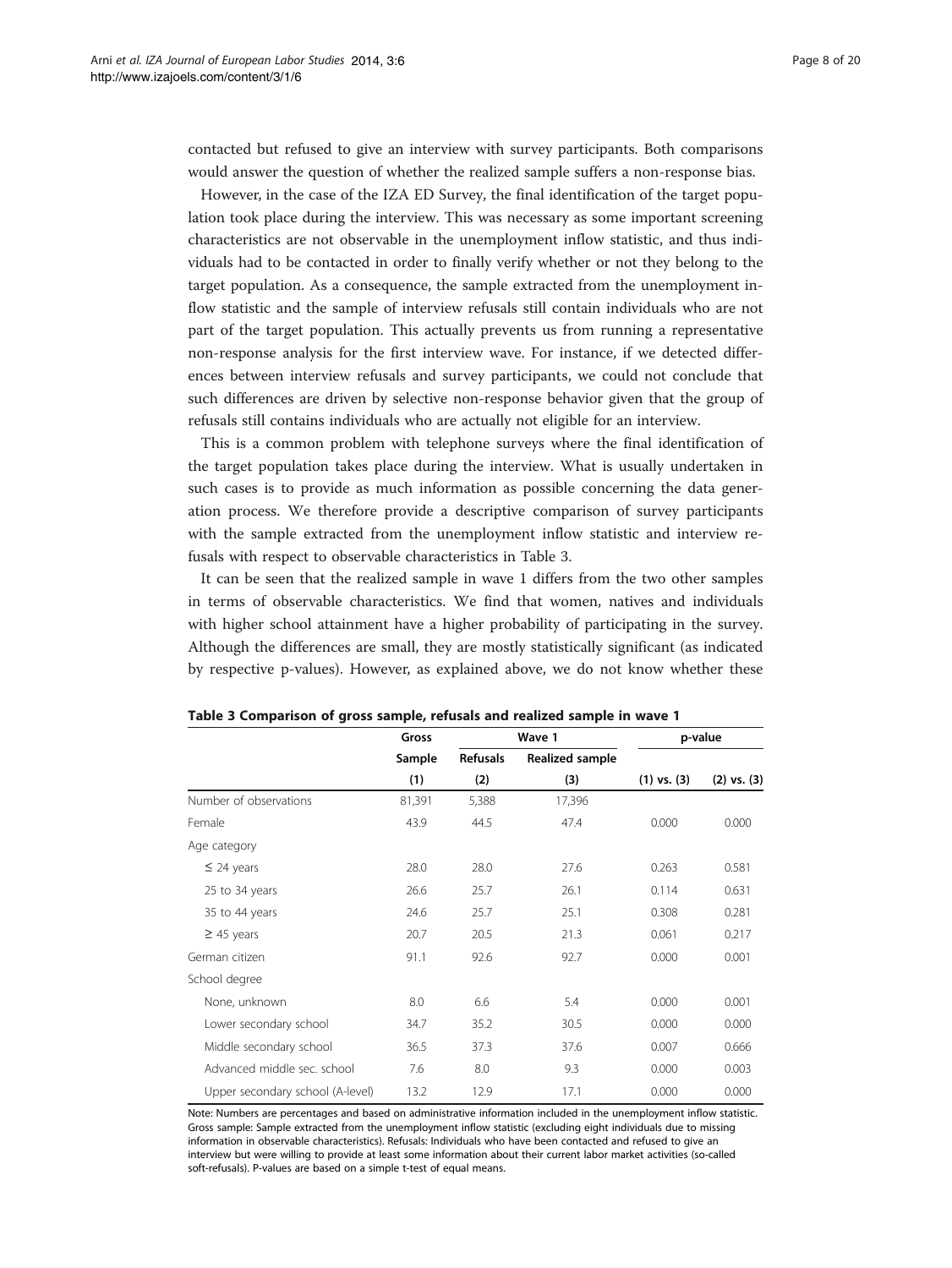contacted but refused to give an interview with survey participants. Both comparisons would answer the question of whether the realized sample suffers a non-response bias.

However, in the case of the IZA ED Survey, the final identification of the target population took place during the interview. This was necessary as some important screening characteristics are not observable in the unemployment inflow statistic, and thus individuals had to be contacted in order to finally verify whether or not they belong to the target population. As a consequence, the sample extracted from the unemployment inflow statistic and the sample of interview refusals still contain individuals who are not part of the target population. This actually prevents us from running a representative non-response analysis for the first interview wave. For instance, if we detected differences between interview refusals and survey participants, we could not conclude that such differences are driven by selective non-response behavior given that the group of refusals still contains individuals who are actually not eligible for an interview.

This is a common problem with telephone surveys where the final identification of the target population takes place during the interview. What is usually undertaken in such cases is to provide as much information as possible concerning the data generation process. We therefore provide a descriptive comparison of survey participants with the sample extracted from the unemployment inflow statistic and interview refusals with respect to observable characteristics in Table 3.

It can be seen that the realized sample in wave 1 differs from the two other samples in terms of observable characteristics. We find that women, natives and individuals with higher school attainment have a higher probability of participating in the survey. Although the differences are small, they are mostly statistically significant (as indicated by respective p-values). However, as explained above, we do not know whether these

**Table 3 Comparison of gross sample, refusals and realized sample in wave 1**

| | Gross | Wave 1 | | p-value | |
|---|---|---|---|---|---|
| | Sample | Refusals | Realized sample | | |
| | (1) | (2) | (3) | (1) vs. (3) | (2) vs. (3) |
| Number of observations | 81,391 | 5,388 | 17,396 | | |
| Female | 43.9 | 44.5 | 47.4 | 0.000 | 0.000 |
| Age category | | | | | |
| ≤ 24 years | 28.0 | 28.0 | 27.6 | 0.263 | 0.581 |
| 25 to 34 years | 26.6 | 25.7 | 26.1 | 0.114 | 0.631 |
| 35 to 44 years | 24.6 | 25.7 | 25.1 | 0.308 | 0.281 |
| ≥ 45 years | 20.7 | 20.5 | 21.3 | 0.061 | 0.217 |
| German citizen | 91.1 | 92.6 | 92.7 | 0.000 | 0.001 |
| School degree | | | | | |
| None, unknown | 8.0 | 6.6 | 5.4 | 0.000 | 0.001 |
| Lower secondary school | 34.7 | 35.2 | 30.5 | 0.000 | 0.000 |
| Middle secondary school | 36.5 | 37.3 | 37.6 | 0.007 | 0.666 |
| Advanced middle sec. school | 7.6 | 8.0 | 9.3 | 0.000 | 0.003 |
| Upper secondary school (A-level) | 13.2 | 12.9 | 17.1 | 0.000 | 0.000 |

Note: Numbers are percentages and based on administrative information included in the unemployment inflow statistic. Gross sample: Sample extracted from the unemployment inflow statistic (excluding eight individuals due to missing information in observable characteristics). Refusals: Individuals who have been contacted and refused to give an interview but were willing to provide at least some information about their current labor market activities (so-called soft-refusals). P-values are based on a simple t-test of equal means.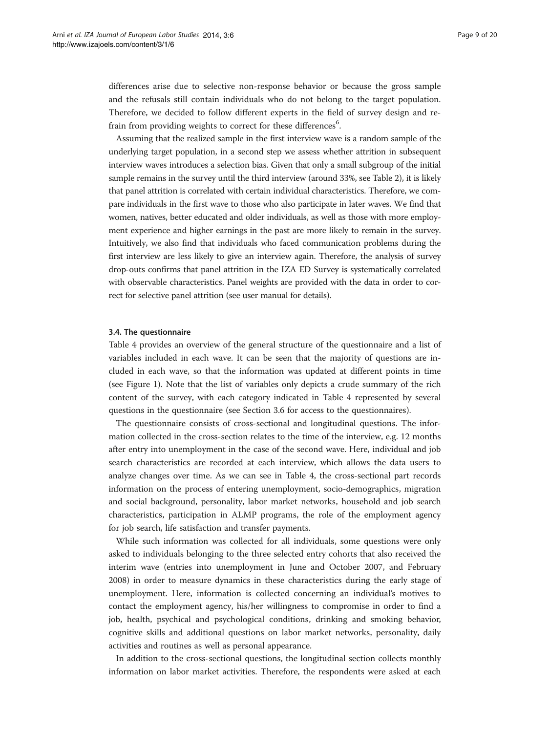differences arise due to selective non-response behavior or because the gross sample and the refusals still contain individuals who do not belong to the target population. Therefore, we decided to follow different experts in the field of survey design and refrain from providing weights to correct for these differences[6].

Assuming that the realized sample in the first interview wave is a random sample of the underlying target population, in a second step we assess whether attrition in subsequent interview waves introduces a selection bias. Given that only a small subgroup of the initial sample remains in the survey until the third interview (around 33%, see Table 2), it is likely that panel attrition is correlated with certain individual characteristics. Therefore, we compare individuals in the first wave to those who also participate in later waves. We find that women, natives, better educated and older individuals, as well as those with more employment experience and higher earnings in the past are more likely to remain in the survey. Intuitively, we also find that individuals who faced communication problems during the first interview are less likely to give an interview again. Therefore, the analysis of survey drop-outs confirms that panel attrition in the IZA ED Survey is systematically correlated with observable characteristics. Panel weights are provided with the data in order to correct for selective panel attrition (see user manual for details).

### 3.4. The questionnaire

Table 4 provides an overview of the general structure of the questionnaire and a list of variables included in each wave. It can be seen that the majority of questions are included in each wave, so that the information was updated at different points in time (see Figure 1). Note that the list of variables only depicts a crude summary of the rich content of the survey, with each category indicated in Table 4 represented by several questions in the questionnaire (see Section 3.6 for access to the questionnaires).

The questionnaire consists of cross-sectional and longitudinal questions. The information collected in the cross-section relates to the time of the interview, e.g. 12 months after entry into unemployment in the case of the second wave. Here, individual and job search characteristics are recorded at each interview, which allows the data users to analyze changes over time. As we can see in Table 4, the cross-sectional part records information on the process of entering unemployment, socio-demographics, migration and social background, personality, labor market networks, household and job search characteristics, participation in ALMP programs, the role of the employment agency for job search, life satisfaction and transfer payments.

While such information was collected for all individuals, some questions were only asked to individuals belonging to the three selected entry cohorts that also received the interim wave (entries into unemployment in June and October 2007, and February 2008) in order to measure dynamics in these characteristics during the early stage of unemployment. Here, information is collected concerning an individual's motives to contact the employment agency, his/her willingness to compromise in order to find a job, health, psychical and psychological conditions, drinking and smoking behavior, cognitive skills and additional questions on labor market networks, personality, daily activities and routines as well as personal appearance.

In addition to the cross-sectional questions, the longitudinal section collects monthly information on labor market activities. Therefore, the respondents were asked at each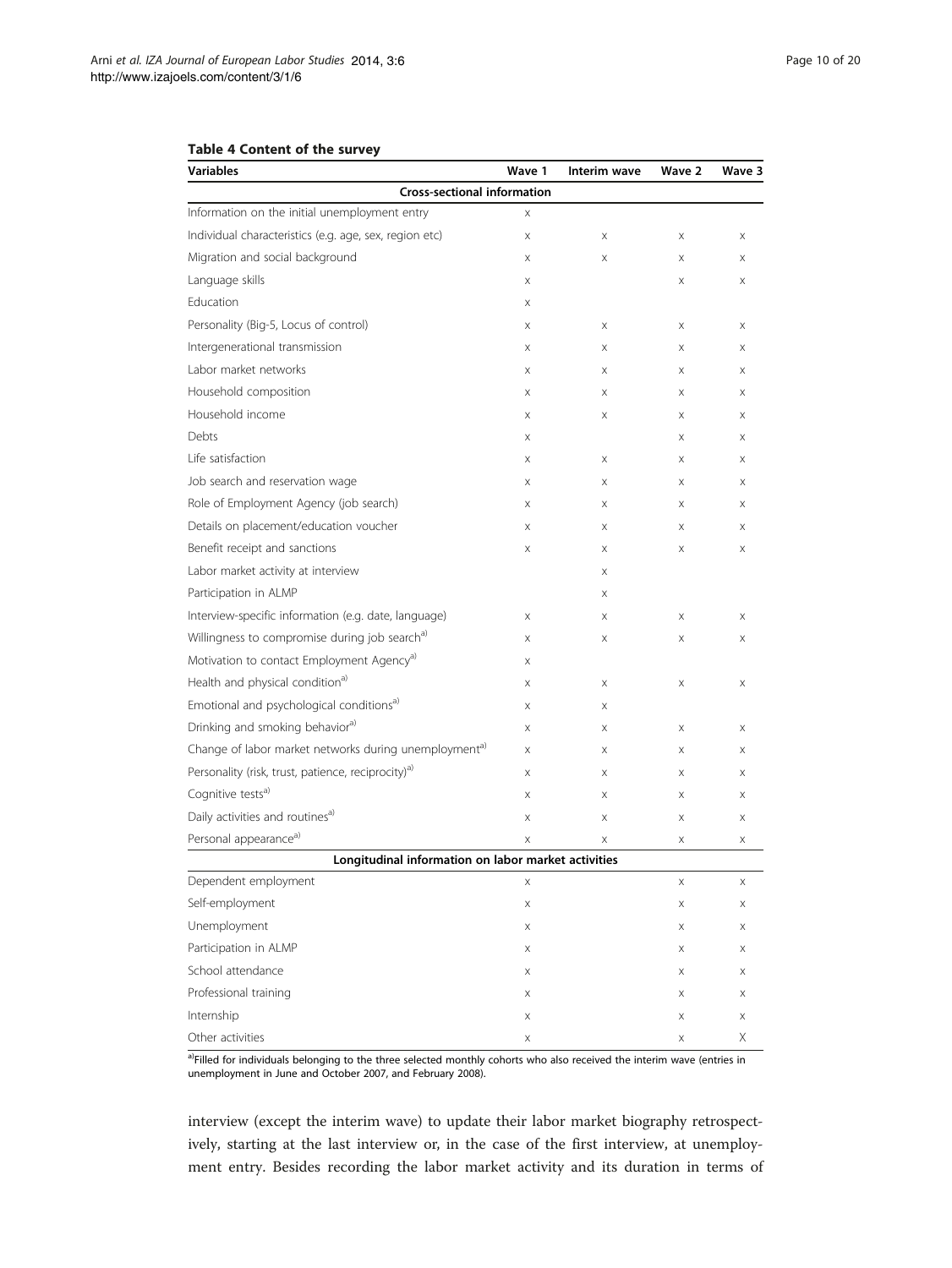**Table 4 Content of the survey**

| Variables | Wave 1 | Interim wave | Wave 2 | Wave 3 |
|---|---|---|---|---|
| **Cross-sectional information** | | | | |
| Information on the initial unemployment entry | x | | | |
| Individual characteristics (e.g. age, sex, region etc) | x | x | x | x |
| Migration and social background | x | x | x | x |
| Language skills | x | | x | x |
| Education | x | | | |
| Personality (Big-5, Locus of control) | x | x | x | x |
| Intergenerational transmission | x | x | x | x |
| Labor market networks | x | x | x | x |
| Household composition | x | x | x | x |
| Household income | x | x | x | x |
| Debts | x | | x | x |
| Life satisfaction | x | x | x | x |
| Job search and reservation wage | x | x | x | x |
| Role of Employment Agency (job search) | x | x | x | x |
| Details on placement/education voucher | x | x | x | x |
| Benefit receipt and sanctions | x | x | x | x |
| Labor market activity at interview | | x | | |
| Participation in ALMP | | x | | |
| Interview-specific information (e.g. date, language) | x | x | x | x |
| Willingness to compromise during job search[a)] | x | x | x | x |
| Motivation to contact Employment Agency[a)] | x | | | |
| Health and physical condition[a)] | x | x | x | x |
| Emotional and psychological conditions[a)] | x | x | | |
| Drinking and smoking behavior[a)] | x | x | x | x |
| Change of labor market networks during unemployment[a)] | x | x | x | x |
| Personality (risk, trust, patience, reciprocity)[a)] | x | x | x | x |
| Cognitive tests[a)] | x | x | x | x |
| Daily activities and routines[a)] | x | x | x | x |
| Personal appearance[a)] | x | x | x | x |
| **Longitudinal information on labor market activities** | | | | |
| Dependent employment | x | | x | x |
| Self-employment | x | | x | x |
| Unemployment | x | | x | x |
| Participation in ALMP | x | | x | x |
| School attendance | x | | x | x |
| Professional training | x | | x | x |
| Internship | x | | x | x |
| Other activities | x | | x | X |

[a)]Filled for individuals belonging to the three selected monthly cohorts who also received the interim wave (entries in unemployment in June and October 2007, and February 2008).

interview (except the interim wave) to update their labor market biography retrospectively, starting at the last interview or, in the case of the first interview, at unemployment entry. Besides recording the labor market activity and its duration in terms of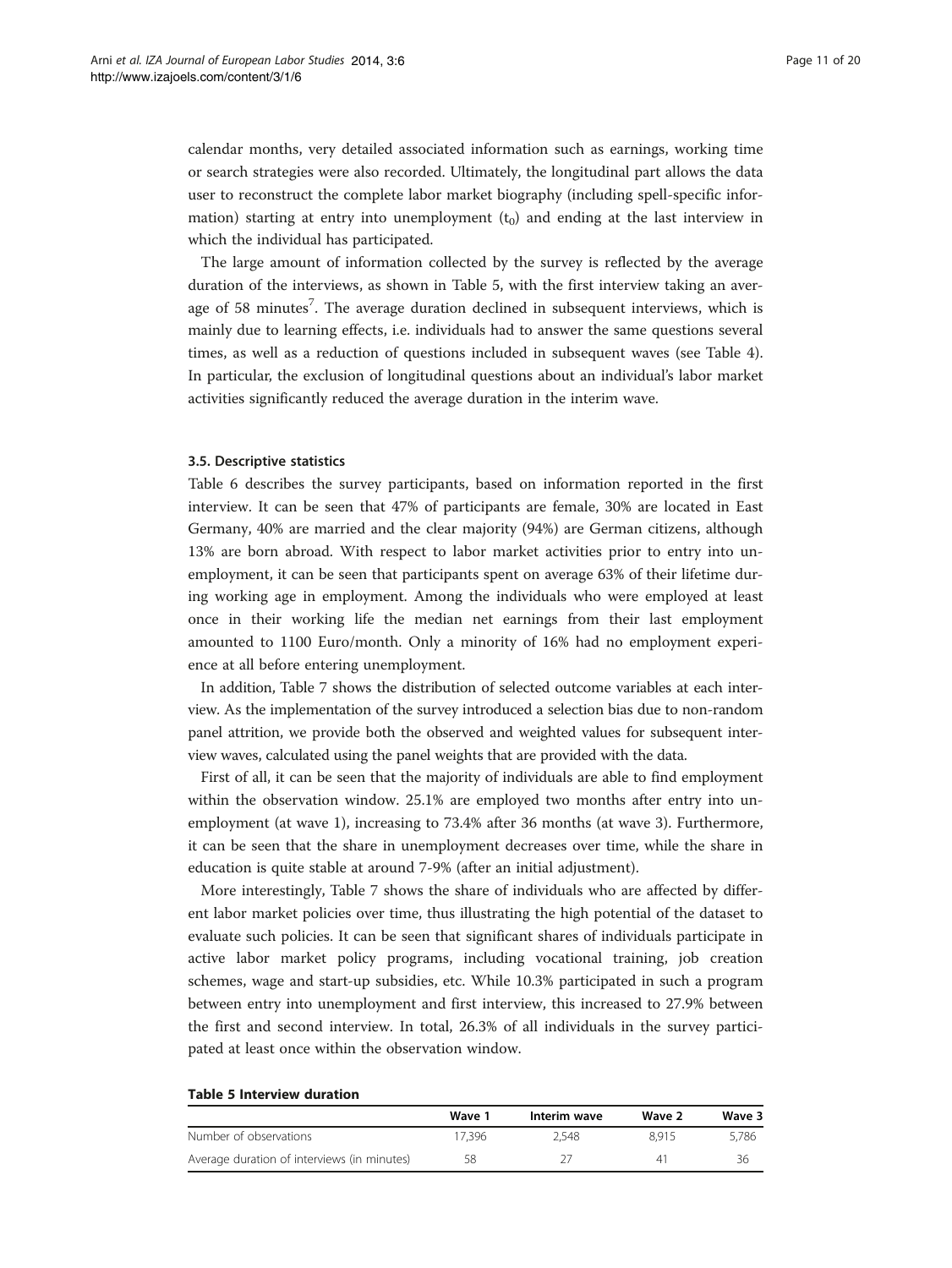calendar months, very detailed associated information such as earnings, working time or search strategies were also recorded. Ultimately, the longitudinal part allows the data user to reconstruct the complete labor market biography (including spell-specific information) starting at entry into unemployment ($t_0$) and ending at the last interview in which the individual has participated.

The large amount of information collected by the survey is reflected by the average duration of the interviews, as shown in Table 5, with the first interview taking an average of 58 minutes[7]. The average duration declined in subsequent interviews, which is mainly due to learning effects, i.e. individuals had to answer the same questions several times, as well as a reduction of questions included in subsequent waves (see Table 4). In particular, the exclusion of longitudinal questions about an individual's labor market activities significantly reduced the average duration in the interim wave.

### 3.5. Descriptive statistics

Table 6 describes the survey participants, based on information reported in the first interview. It can be seen that 47% of participants are female, 30% are located in East Germany, 40% are married and the clear majority (94%) are German citizens, although 13% are born abroad. With respect to labor market activities prior to entry into unemployment, it can be seen that participants spent on average 63% of their lifetime during working age in employment. Among the individuals who were employed at least once in their working life the median net earnings from their last employment amounted to 1100 Euro/month. Only a minority of 16% had no employment experience at all before entering unemployment.

In addition, Table 7 shows the distribution of selected outcome variables at each interview. As the implementation of the survey introduced a selection bias due to non-random panel attrition, we provide both the observed and weighted values for subsequent interview waves, calculated using the panel weights that are provided with the data.

First of all, it can be seen that the majority of individuals are able to find employment within the observation window. 25.1% are employed two months after entry into unemployment (at wave 1), increasing to 73.4% after 36 months (at wave 3). Furthermore, it can be seen that the share in unemployment decreases over time, while the share in education is quite stable at around 7-9% (after an initial adjustment).

More interestingly, Table 7 shows the share of individuals who are affected by different labor market policies over time, thus illustrating the high potential of the dataset to evaluate such policies. It can be seen that significant shares of individuals participate in active labor market policy programs, including vocational training, job creation schemes, wage and start-up subsidies, etc. While 10.3% participated in such a program between entry into unemployment and first interview, this increased to 27.9% between the first and second interview. In total, 26.3% of all individuals in the survey participated at least once within the observation window.

**Table 5 Interview duration**

| | Wave 1 | Interim wave | Wave 2 | Wave 3 |
|---|---|---|---|---|
| Number of observations | 17,396 | 2,548 | 8,915 | 5,786 |
| Average duration of interviews (in minutes) | 58 | 27 | 41 | 36 |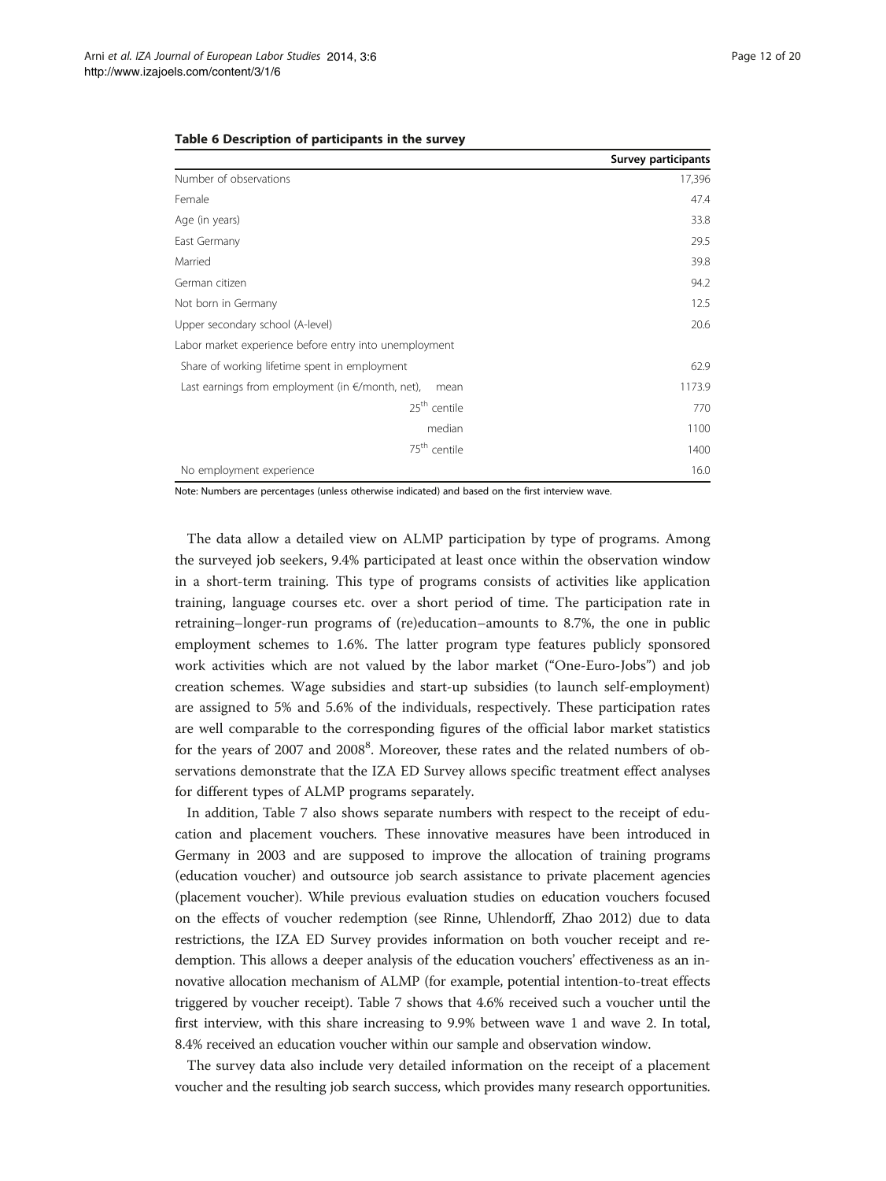**Table 6 Description of participants in the survey**

| | Survey participants |
|---|---|
| Number of observations | 17,396 |
| Female | 47.4 |
| Age (in years) | 33.8 |
| East Germany | 29.5 |
| Married | 39.8 |
| German citizen | 94.2 |
| Not born in Germany | 12.5 |
| Upper secondary school (A-level) | 20.6 |
| Labor market experience before entry into unemployment | |
| Share of working lifetime spent in employment | 62.9 |
| Last earnings from employment (in €/month, net), mean | 1173.9 |
| 25th centile | 770 |
| median | 1100 |
| 75th centile | 1400 |
| No employment experience | 16.0 |

Note: Numbers are percentages (unless otherwise indicated) and based on the first interview wave.

The data allow a detailed view on ALMP participation by type of programs. Among the surveyed job seekers, 9.4% participated at least once within the observation window in a short-term training. This type of programs consists of activities like application training, language courses etc. over a short period of time. The participation rate in retraining–longer-run programs of (re)education–amounts to 8.7%, the one in public employment schemes to 1.6%. The latter program type features publicly sponsored work activities which are not valued by the labor market ("One-Euro-Jobs") and job creation schemes. Wage subsidies and start-up subsidies (to launch self-employment) are assigned to 5% and 5.6% of the individuals, respectively. These participation rates are well comparable to the corresponding figures of the official labor market statistics for the years of 2007 and 2008[8]. Moreover, these rates and the related numbers of observations demonstrate that the IZA ED Survey allows specific treatment effect analyses for different types of ALMP programs separately.

In addition, Table 7 also shows separate numbers with respect to the receipt of education and placement vouchers. These innovative measures have been introduced in Germany in 2003 and are supposed to improve the allocation of training programs (education voucher) and outsource job search assistance to private placement agencies (placement voucher). While previous evaluation studies on education vouchers focused on the effects of voucher redemption (see Rinne, Uhlendorff, Zhao 2012) due to data restrictions, the IZA ED Survey provides information on both voucher receipt and redemption. This allows a deeper analysis of the education vouchers' effectiveness as an innovative allocation mechanism of ALMP (for example, potential intention-to-treat effects triggered by voucher receipt). Table 7 shows that 4.6% received such a voucher until the first interview, with this share increasing to 9.9% between wave 1 and wave 2. In total, 8.4% received an education voucher within our sample and observation window.

The survey data also include very detailed information on the receipt of a placement voucher and the resulting job search success, which provides many research opportunities.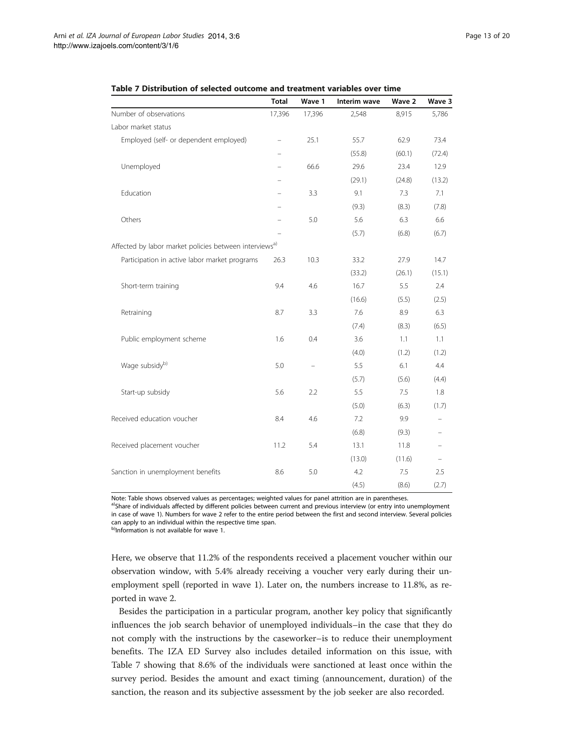**Table 7 Distribution of selected outcome and treatment variables over time**

| | Total | Wave 1 | Interim wave | Wave 2 | Wave 3 |
|---|---|---|---|---|---|
| Number of observations | 17,396 | 17,396 | 2,548 | 8,915 | 5,786 |
| Labor market status | | | | | |
| Employed (self- or dependent employed) | – | 25.1 | 55.7 | 62.9 | 73.4 |
| | – | | (55.8) | (60.1) | (72.4) |
| Unemployed | – | 66.6 | 29.6 | 23.4 | 12.9 |
| | – | | (29.1) | (24.8) | (13.2) |
| Education | – | 3.3 | 9.1 | 7.3 | 7.1 |
| | – | | (9.3) | (8.3) | (7.8) |
| Others | – | 5.0 | 5.6 | 6.3 | 6.6 |
| | – | | (5.7) | (6.8) | (6.7) |
| Affected by labor market policies between interviews[a)] | | | | | |
| Participation in active labor market programs | 26.3 | 10.3 | 33.2 | 27.9 | 14.7 |
| | | | (33.2) | (26.1) | (15.1) |
| Short-term training | 9.4 | 4.6 | 16.7 | 5.5 | 2.4 |
| | | | (16.6) | (5.5) | (2.5) |
| Retraining | 8.7 | 3.3 | 7.6 | 8.9 | 6.3 |
| | | | (7.4) | (8.3) | (6.5) |
| Public employment scheme | 1.6 | 0.4 | 3.6 | 1.1 | 1.1 |
| | | | (4.0) | (1.2) | (1.2) |
| Wage subsidy[b)] | 5.0 | – | 5.5 | 6.1 | 4.4 |
| | | | (5.7) | (5.6) | (4.4) |
| Start-up subsidy | 5.6 | 2.2 | 5.5 | 7.5 | 1.8 |
| | | | (5.0) | (6.3) | (1.7) |
| Received education voucher | 8.4 | 4.6 | 7.2 | 9.9 | – |
| | | | (6.8) | (9.3) | – |
| Received placement voucher | 11.2 | 5.4 | 13.1 | 11.8 | – |
| | | | (13.0) | (11.6) | – |
| Sanction in unemployment benefits | 8.6 | 5.0 | 4.2 | 7.5 | 2.5 |
| | | | (4.5) | (8.6) | (2.7) |

Note: Table shows observed values as percentages; weighted values for panel attrition are in parentheses.
[a)]Share of individuals affected by different policies between current and previous interview (or entry into unemployment in case of wave 1). Numbers for wave 2 refer to the entire period between the first and second interview. Several policies can apply to an individual within the respective time span.
[b)]Information is not available for wave 1.

Here, we observe that 11.2% of the respondents received a placement voucher within our observation window, with 5.4% already receiving a voucher very early during their unemployment spell (reported in wave 1). Later on, the numbers increase to 11.8%, as reported in wave 2.

Besides the participation in a particular program, another key policy that significantly influences the job search behavior of unemployed individuals–in the case that they do not comply with the instructions by the caseworker–is to reduce their unemployment benefits. The IZA ED Survey also includes detailed information on this issue, with Table 7 showing that 8.6% of the individuals were sanctioned at least once within the survey period. Besides the amount and exact timing (announcement, duration) of the sanction, the reason and its subjective assessment by the job seeker are also recorded.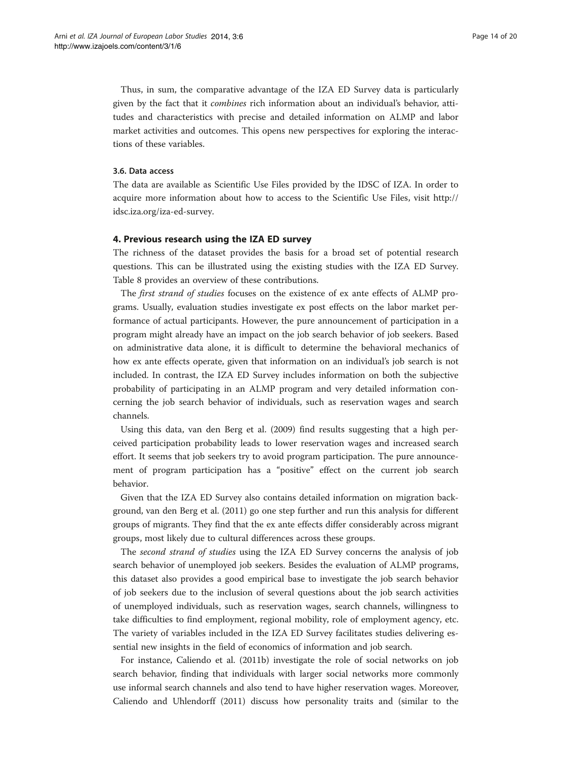Thus, in sum, the comparative advantage of the IZA ED Survey data is particularly given by the fact that it *combines* rich information about an individual's behavior, attitudes and characteristics with precise and detailed information on ALMP and labor market activities and outcomes. This opens new perspectives for exploring the interactions of these variables.

### 3.6. Data access

The data are available as Scientific Use Files provided by the IDSC of IZA. In order to acquire more information about how to access to the Scientific Use Files, visit http://idsc.iza.org/iza-ed-survey.

## 4. Previous research using the IZA ED survey

The richness of the dataset provides the basis for a broad set of potential research questions. This can be illustrated using the existing studies with the IZA ED Survey. Table 8 provides an overview of these contributions.

The *first strand of studies* focuses on the existence of ex ante effects of ALMP programs. Usually, evaluation studies investigate ex post effects on the labor market performance of actual participants. However, the pure announcement of participation in a program might already have an impact on the job search behavior of job seekers. Based on administrative data alone, it is difficult to determine the behavioral mechanics of how ex ante effects operate, given that information on an individual's job search is not included. In contrast, the IZA ED Survey includes information on both the subjective probability of participating in an ALMP program and very detailed information concerning the job search behavior of individuals, such as reservation wages and search channels.

Using this data, van den Berg et al. (2009) find results suggesting that a high perceived participation probability leads to lower reservation wages and increased search effort. It seems that job seekers try to avoid program participation. The pure announcement of program participation has a "positive" effect on the current job search behavior.

Given that the IZA ED Survey also contains detailed information on migration background, van den Berg et al. (2011) go one step further and run this analysis for different groups of migrants. They find that the ex ante effects differ considerably across migrant groups, most likely due to cultural differences across these groups.

The *second strand of studies* using the IZA ED Survey concerns the analysis of job search behavior of unemployed job seekers. Besides the evaluation of ALMP programs, this dataset also provides a good empirical base to investigate the job search behavior of job seekers due to the inclusion of several questions about the job search activities of unemployed individuals, such as reservation wages, search channels, willingness to take difficulties to find employment, regional mobility, role of employment agency, etc. The variety of variables included in the IZA ED Survey facilitates studies delivering essential new insights in the field of economics of information and job search.

For instance, Caliendo et al. (2011b) investigate the role of social networks on job search behavior, finding that individuals with larger social networks more commonly use informal search channels and also tend to have higher reservation wages. Moreover, Caliendo and Uhlendorff (2011) discuss how personality traits and (similar to the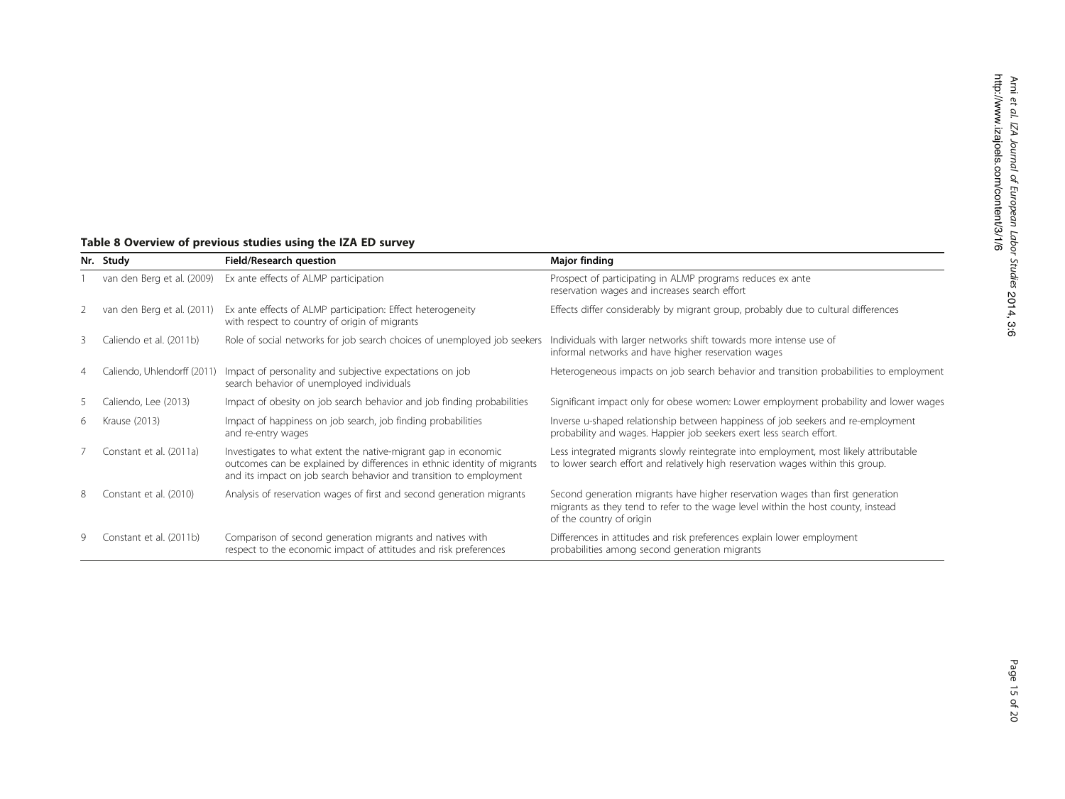**Table 8 Overview of previous studies using the IZA ED survey**

| Nr. | Study | Field/Research question | Major finding |
|---|---|---|---|
| 1 | van den Berg et al. (2009) | Ex ante effects of ALMP participation | Prospect of participating in ALMP programs reduces ex ante reservation wages and increases search effort |
| 2 | van den Berg et al. (2011) | Ex ante effects of ALMP participation: Effect heterogeneity with respect to country of origin of migrants | Effects differ considerably by migrant group, probably due to cultural differences |
| 3 | Caliendo et al. (2011b) | Role of social networks for job search choices of unemployed job seekers | Individuals with larger networks shift towards more intense use of informal networks and have higher reservation wages |
| 4 | Caliendo, Uhlendorff (2011) | Impact of personality and subjective expectations on job search behavior of unemployed individuals | Heterogeneous impacts on job search behavior and transition probabilities to employment |
| 5 | Caliendo, Lee (2013) | Impact of obesity on job search behavior and job finding probabilities | Significant impact only for obese women: Lower employment probability and lower wages |
| 6 | Krause (2013) | Impact of happiness on job search, job finding probabilities and re-entry wages | Inverse u-shaped relationship between happiness of job seekers and re-employment probability and wages. Happier job seekers exert less search effort. |
| 7 | Constant et al. (2011a) | Investigates to what extent the native-migrant gap in economic outcomes can be explained by differences in ethnic identity of migrants and its impact on job search behavior and transition to employment | Less integrated migrants slowly reintegrate into employment, most likely attributable to lower search effort and relatively high reservation wages within this group. |
| 8 | Constant et al. (2010) | Analysis of reservation wages of first and second generation migrants | Second generation migrants have higher reservation wages than first generation migrants as they tend to refer to the wage level within the host county, instead of the country of origin |
| 9 | Constant et al. (2011b) | Comparison of second generation migrants and natives with respect to the economic impact of attitudes and risk preferences | Differences in attitudes and risk preferences explain lower employment probabilities among second generation migrants |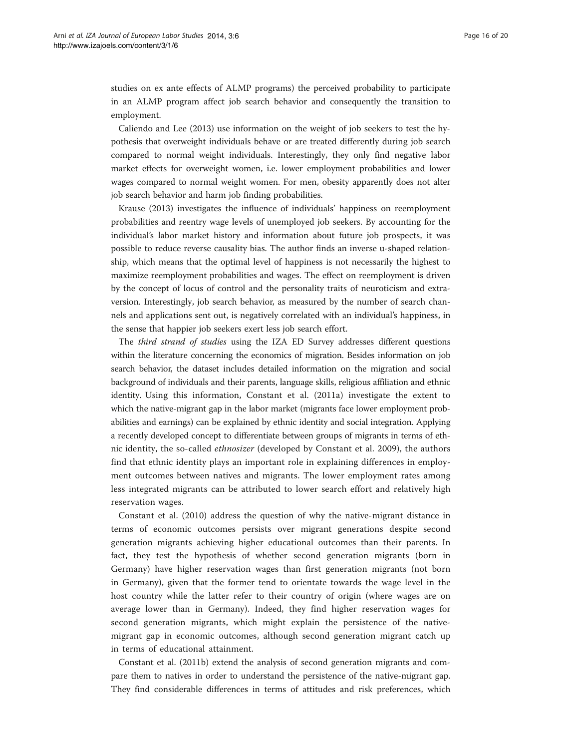studies on ex ante effects of ALMP programs) the perceived probability to participate in an ALMP program affect job search behavior and consequently the transition to employment.

Caliendo and Lee (2013) use information on the weight of job seekers to test the hypothesis that overweight individuals behave or are treated differently during job search compared to normal weight individuals. Interestingly, they only find negative labor market effects for overweight women, i.e. lower employment probabilities and lower wages compared to normal weight women. For men, obesity apparently does not alter job search behavior and harm job finding probabilities.

Krause (2013) investigates the influence of individuals' happiness on reemployment probabilities and reentry wage levels of unemployed job seekers. By accounting for the individual's labor market history and information about future job prospects, it was possible to reduce reverse causality bias. The author finds an inverse u-shaped relationship, which means that the optimal level of happiness is not necessarily the highest to maximize reemployment probabilities and wages. The effect on reemployment is driven by the concept of locus of control and the personality traits of neuroticism and extraversion. Interestingly, job search behavior, as measured by the number of search channels and applications sent out, is negatively correlated with an individual's happiness, in the sense that happier job seekers exert less job search effort.

The *third strand of studies* using the IZA ED Survey addresses different questions within the literature concerning the economics of migration. Besides information on job search behavior, the dataset includes detailed information on the migration and social background of individuals and their parents, language skills, religious affiliation and ethnic identity. Using this information, Constant et al. (2011a) investigate the extent to which the native-migrant gap in the labor market (migrants face lower employment probabilities and earnings) can be explained by ethnic identity and social integration. Applying a recently developed concept to differentiate between groups of migrants in terms of ethnic identity, the so-called *ethnosizer* (developed by Constant et al. 2009), the authors find that ethnic identity plays an important role in explaining differences in employment outcomes between natives and migrants. The lower employment rates among less integrated migrants can be attributed to lower search effort and relatively high reservation wages.

Constant et al. (2010) address the question of why the native-migrant distance in terms of economic outcomes persists over migrant generations despite second generation migrants achieving higher educational outcomes than their parents. In fact, they test the hypothesis of whether second generation migrants (born in Germany) have higher reservation wages than first generation migrants (not born in Germany), given that the former tend to orientate towards the wage level in the host country while the latter refer to their country of origin (where wages are on average lower than in Germany). Indeed, they find higher reservation wages for second generation migrants, which might explain the persistence of the native-migrant gap in economic outcomes, although second generation migrant catch up in terms of educational attainment.

Constant et al. (2011b) extend the analysis of second generation migrants and compare them to natives in order to understand the persistence of the native-migrant gap. They find considerable differences in terms of attitudes and risk preferences, which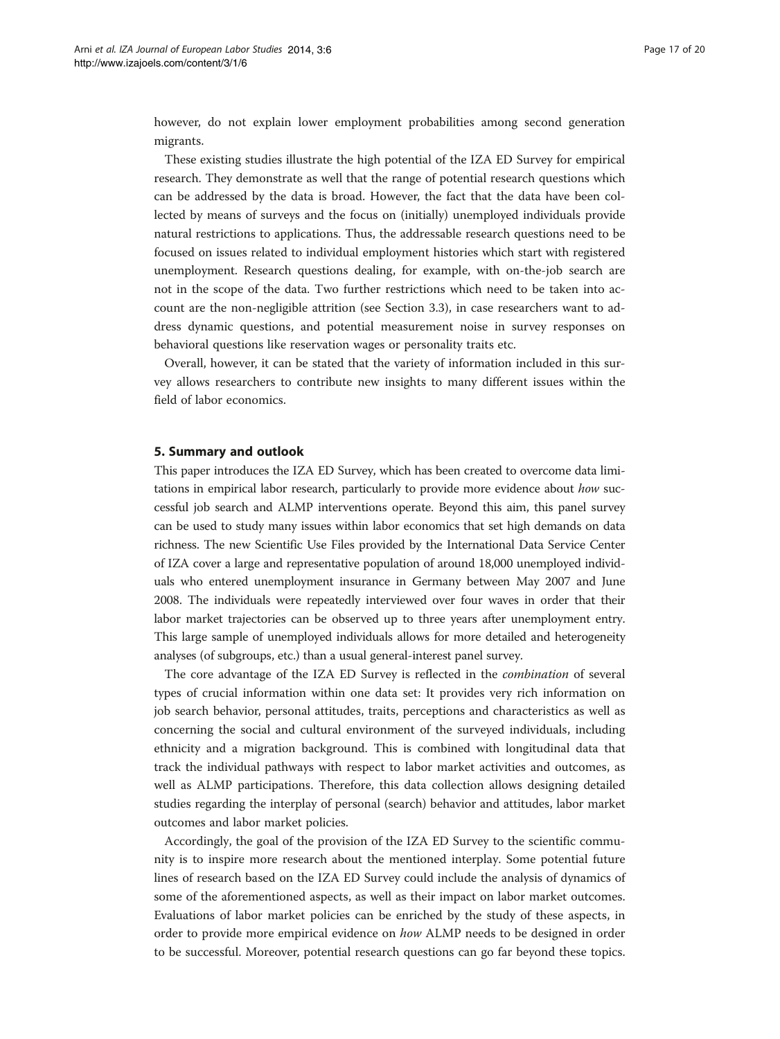however, do not explain lower employment probabilities among second generation migrants.

These existing studies illustrate the high potential of the IZA ED Survey for empirical research. They demonstrate as well that the range of potential research questions which can be addressed by the data is broad. However, the fact that the data have been collected by means of surveys and the focus on (initially) unemployed individuals provide natural restrictions to applications. Thus, the addressable research questions need to be focused on issues related to individual employment histories which start with registered unemployment. Research questions dealing, for example, with on-the-job search are not in the scope of the data. Two further restrictions which need to be taken into account are the non-negligible attrition (see Section 3.3), in case researchers want to address dynamic questions, and potential measurement noise in survey responses on behavioral questions like reservation wages or personality traits etc.

Overall, however, it can be stated that the variety of information included in this survey allows researchers to contribute new insights to many different issues within the field of labor economics.

## 5. Summary and outlook

This paper introduces the IZA ED Survey, which has been created to overcome data limitations in empirical labor research, particularly to provide more evidence about *how* successful job search and ALMP interventions operate. Beyond this aim, this panel survey can be used to study many issues within labor economics that set high demands on data richness. The new Scientific Use Files provided by the International Data Service Center of IZA cover a large and representative population of around 18,000 unemployed individuals who entered unemployment insurance in Germany between May 2007 and June 2008. The individuals were repeatedly interviewed over four waves in order that their labor market trajectories can be observed up to three years after unemployment entry. This large sample of unemployed individuals allows for more detailed and heterogeneity analyses (of subgroups, etc.) than a usual general-interest panel survey.

The core advantage of the IZA ED Survey is reflected in the *combination* of several types of crucial information within one data set: It provides very rich information on job search behavior, personal attitudes, traits, perceptions and characteristics as well as concerning the social and cultural environment of the surveyed individuals, including ethnicity and a migration background. This is combined with longitudinal data that track the individual pathways with respect to labor market activities and outcomes, as well as ALMP participations. Therefore, this data collection allows designing detailed studies regarding the interplay of personal (search) behavior and attitudes, labor market outcomes and labor market policies.

Accordingly, the goal of the provision of the IZA ED Survey to the scientific community is to inspire more research about the mentioned interplay. Some potential future lines of research based on the IZA ED Survey could include the analysis of dynamics of some of the aforementioned aspects, as well as their impact on labor market outcomes. Evaluations of labor market policies can be enriched by the study of these aspects, in order to provide more empirical evidence on *how* ALMP needs to be designed in order to be successful. Moreover, potential research questions can go far beyond these topics.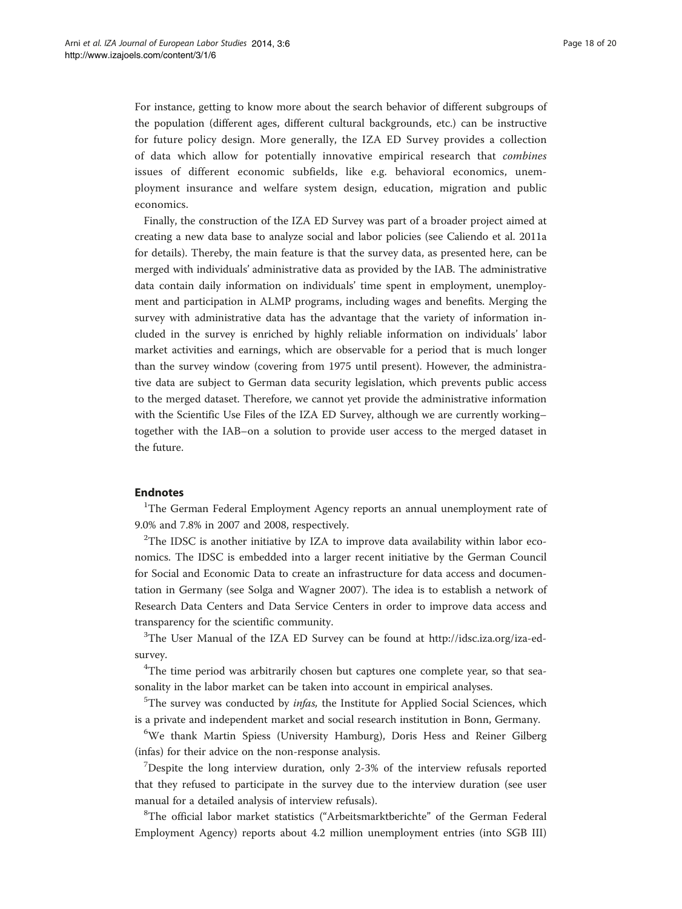For instance, getting to know more about the search behavior of different subgroups of the population (different ages, different cultural backgrounds, etc.) can be instructive for future policy design. More generally, the IZA ED Survey provides a collection of data which allow for potentially innovative empirical research that *combines* issues of different economic subfields, like e.g. behavioral economics, unemployment insurance and welfare system design, education, migration and public economics.

Finally, the construction of the IZA ED Survey was part of a broader project aimed at creating a new data base to analyze social and labor policies (see Caliendo et al. 2011a for details). Thereby, the main feature is that the survey data, as presented here, can be merged with individuals' administrative data as provided by the IAB. The administrative data contain daily information on individuals' time spent in employment, unemployment and participation in ALMP programs, including wages and benefits. Merging the survey with administrative data has the advantage that the variety of information included in the survey is enriched by highly reliable information on individuals' labor market activities and earnings, which are observable for a period that is much longer than the survey window (covering from 1975 until present). However, the administrative data are subject to German data security legislation, which prevents public access to the merged dataset. Therefore, we cannot yet provide the administrative information with the Scientific Use Files of the IZA ED Survey, although we are currently working–together with the IAB–on a solution to provide user access to the merged dataset in the future.

### Endnotes

[1]The German Federal Employment Agency reports an annual unemployment rate of 9.0% and 7.8% in 2007 and 2008, respectively.

[2]The IDSC is another initiative by IZA to improve data availability within labor economics. The IDSC is embedded into a larger recent initiative by the German Council for Social and Economic Data to create an infrastructure for data access and documentation in Germany (see Solga and Wagner 2007). The idea is to establish a network of Research Data Centers and Data Service Centers in order to improve data access and transparency for the scientific community.

[3]The User Manual of the IZA ED Survey can be found at http://idsc.iza.org/iza-ed-survey.

[4]The time period was arbitrarily chosen but captures one complete year, so that seasonality in the labor market can be taken into account in empirical analyses.

[5]The survey was conducted by *infas,* the Institute for Applied Social Sciences, which is a private and independent market and social research institution in Bonn, Germany.

[6]We thank Martin Spiess (University Hamburg), Doris Hess and Reiner Gilberg (infas) for their advice on the non-response analysis.

[7]Despite the long interview duration, only 2-3% of the interview refusals reported that they refused to participate in the survey due to the interview duration (see user manual for a detailed analysis of interview refusals).

[8]The official labor market statistics ("Arbeitsmarktberichte" of the German Federal Employment Agency) reports about 4.2 million unemployment entries (into SGB III)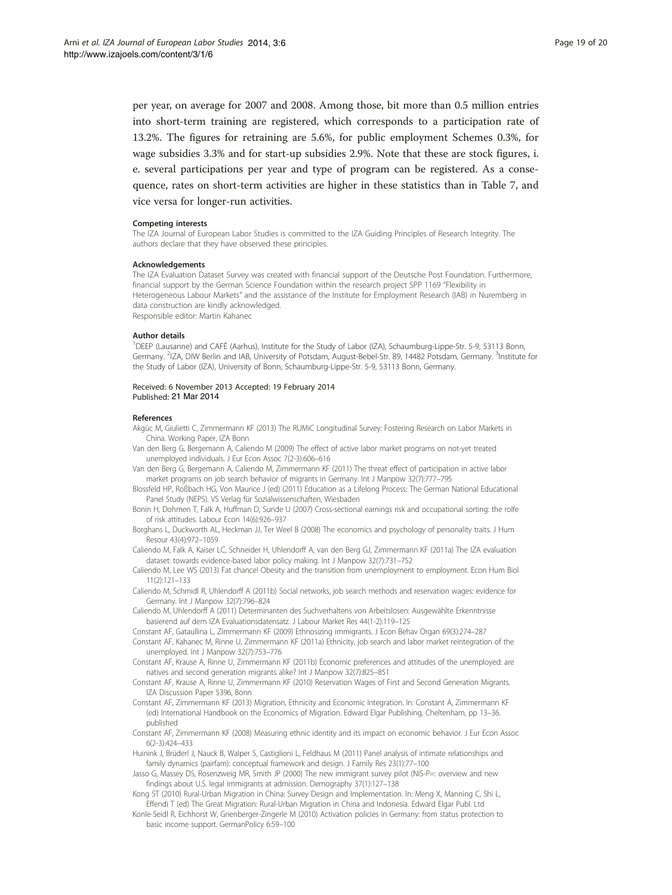per year, on average for 2007 and 2008. Among those, bit more than 0.5 million entries into short-term training are registered, which corresponds to a participation rate of 13.2%. The figures for retraining are 5.6%, for public employment Schemes 0.3%, for wage subsidies 3.3% and for start-up subsidies 2.9%. Note that these are stock figures, i. e. several participations per year and type of program can be registered. As a consequence, rates on short-term activities are higher in these statistics than in Table 7, and vice versa for longer-run activities.

#### Competing interests

The IZA Journal of European Labor Studies is committed to the IZA Guiding Principles of Research Integrity. The authors declare that they have observed these principles.

#### Acknowledgements

The IZA Evaluation Dataset Survey was created with financial support of the Deutsche Post Foundation. Furthermore, financial support by the German Science Foundation within the research project SPP 1169 "Flexibility in Heterogeneous Labour Markets" and the assistance of the Institute for Employment Research (IAB) in Nuremberg in data construction are kindly acknowledged.
Responsible editor: Martin Kahanec

#### Author details

[1]DEEP (Lausanne) and CAFÉ (Aarhus), Institute for the Study of Labor (IZA), Schaumburg-Lippe-Str. 5-9, 53113 Bonn, Germany. [2]IZA, DIW Berlin and IAB, University of Potsdam, August-Bebel-Str. 89, 14482 Potsdam, Germany. [3]Institute for the Study of Labor (IZA), University of Bonn, Schaumburg-Lippe-Str. 5-9, 53113 Bonn, Germany.

Received: 6 November 2013 Accepted: 19 February 2014
Published: 21 Mar 2014

#### References

Akgüc M, Giulietti C, Zimmermann KF (2013) The RUMiC Longitudinal Survey: Fostering Research on Labor Markets in China. Working Paper, IZA Bonn

Van den Berg G, Bergemann A, Caliendo M (2009) The effect of active labor market programs on not-yet treated unemployed individuals. J Eur Econ Assoc 7(2-3):606–616

Van den Berg G, Bergemann A, Caliendo M, Zimmermann KF (2011) The threat effect of participation in active labor market programs on job search behavior of migrants in Germany. Int J Manpow 32(7):777–795

Blossfeld HP, Roßbach HG, Von Maurice J (ed) (2011) Education as a Lifelong Process: The German National Educational Panel Study (NEPS). VS Verlag für Sozialwissenschaften, Wiesbaden

Bonin H, Dohmen T, Falk A, Huffman D, Sunde U (2007) Cross-sectional earnings risk and occupational sorting: the rolfe of risk attitudes. Labour Econ 14(6):926–937

Borghans L, Duckworth AL, Heckman JJ, Ter Weel B (2008) The economics and psychology of personality traits. J Hum Resour 43(4):972–1059

Caliendo M, Falk A, Kaiser LC, Schneider H, Uhlendorff A, van den Berg GJ, Zimmermann KF (2011a) The IZA evaluation dataset: towards evidence-based labor policy making. Int J Manpow 32(7):731–752

Caliendo M, Lee WS (2013) Fat chance! Obesity and the transition from unemployment to employment. Econ Hum Biol 11(2):121–133

Caliendo M, Schmidl R, Uhlendorff A (2011b) Social networks, job search methods and reservation wages: evidence for Germany. Int J Manpow 32(7):796–824

Caliendo M, Uhlendorff A (2011) Determinanten des Suchverhaltens von Arbeitslosen: Ausgewählte Erkenntnisse basierend auf dem IZA Evaluationsdatensatz. J Labour Market Res 44(1-2):119–125

Constant AF, Gataullina L, Zimmermann KF (2009) Ethnosizing immigrants. J Econ Behav Organ 69(3):274–287

Constant AF, Kahanec M, Rinne U, Zimmermann KF (2011a) Ethnicity, job search and labor market reintegration of the unemployed. Int J Manpow 32(7):753–776

Constant AF, Krause A, Rinne U, Zimmermann KF (2011b) Economic preferences and attitudes of the unemployed: are natives and second generation migrants alike? Int J Manpow 32(7):825–851

Constant AF, Krause A, Rinne U, Zimmermann KF (2010) Reservation Wages of First and Second Generation Migrants. IZA Discussion Paper 5396, Bonn

Constant AF, Zimmermann KF (2013) Migration, Ethnicity and Economic Integration. In: Constant A, Zimmermann KF (ed) International Handbook on the Economics of Migration. Edward Elgar Publishing, Cheltenham, pp 13–36. published

Constant AF, Zimmermann KF (2008) Measuring ethnic identity and its impact on economic behavior. J Eur Econ Assoc 6(2-3):424–433

Huinink J, Brüderl J, Nauck B, Walper S, Castiglioni L, Feldhaus M (2011) Panel analysis of intimate relationships and family dynamics (pairfam): conceptual framework and design. J Family Res 23(1):77–100

Jasso G, Massey DS, Rosenzweig MR, Smith JP (2000) The new immigrant survey pilot (NIS-P=: overview and new findings about U.S. legal immigrants at admission. Demography 37(1):127–138

Kong ST (2010) Rural-Urban Migration in China: Survey Design and Implementation. In: Meng X, Manning C, Shi L, Effendi T (ed) The Great Migration: Rural-Urban Migration in China and Indonesia. Edward Elgar Publ. Ltd

Konle-Seidl R, Eichhorst W, Grienberger-Zingerle M (2010) Activation policies in Germany: from status protection to basic income support. GermanPolicy 6:59–100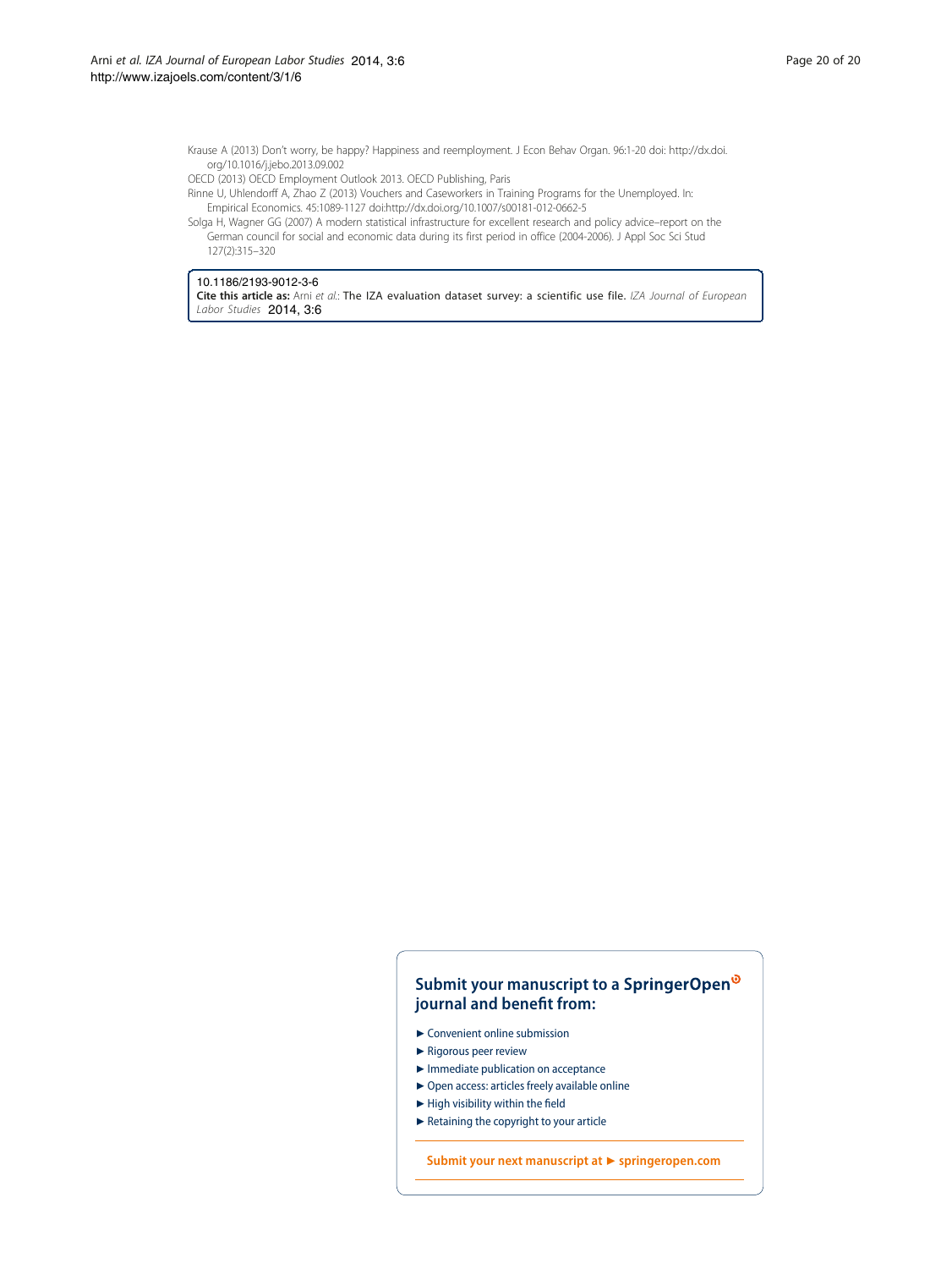Krause A (2013) Don't worry, be happy? Happiness and reemployment. J Econ Behav Organ. 96:1-20 doi: http://dx.doi.org/10.1016/j.jebo.2013.09.002

OECD (2013) OECD Employment Outlook 2013. OECD Publishing, Paris

Rinne U, Uhlendorff A, Zhao Z (2013) Vouchers and Caseworkers in Training Programs for the Unemployed. In: Empirical Economics. 45:1089-1127 doi:http://dx.doi.org/10.1007/s00181-012-0662-5

Solga H, Wagner GG (2007) A modern statistical infrastructure for excellent research and policy advice–report on the German council for social and economic data during its first period in office (2004-2006). J Appl Soc Sci Stud 127(2):315–320

10.1186/2193-9012-3-6

**Cite this article as:** Arni *et al.*: The IZA evaluation dataset survey: a scientific use file. *IZA Journal of European Labor Studies* 2014, 3:6

**Submit your manuscript to a SpringerOpen journal and benefit from:**

- ► Convenient online submission
- ► Rigorous peer review
- ► Immediate publication on acceptance
- ► Open access: articles freely available online
- ► High visibility within the field
- ► Retaining the copyright to your article

**Submit your next manuscript at ► springeropen.com**